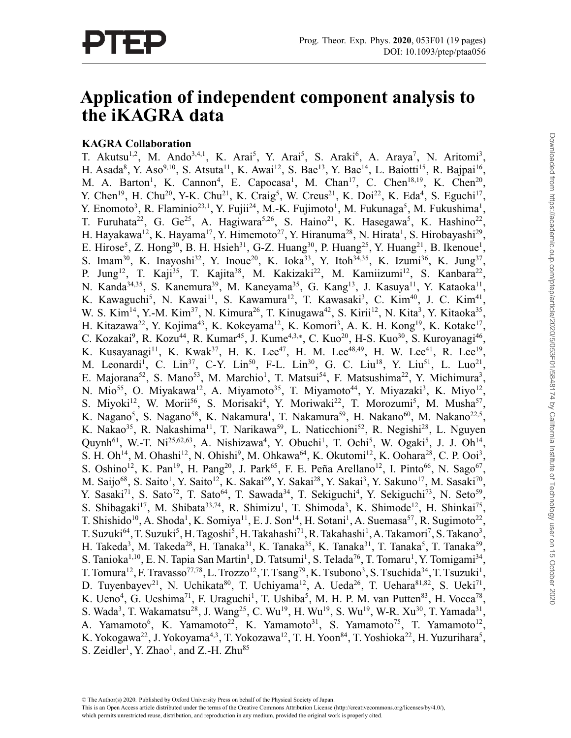# Application of independent component analysis to the iKAGRA data

## KAGRA Collaboration

T. Akutsu[1,2], M. Ando[3,4,1], K. Arai[5], Y. Arai[5], S. Araki[6], A. Araya[7], N. Aritomi[3], H. Asada[8], Y. Aso[9,10], S. Atsuta[11], K. Awai[12], S. Bae[13], Y. Bae[14], L. Baiotti[15], R. Bajpai[16], M. A. Barton[1], K. Cannon[4], E. Capocasa[1], M. Chan[17], C. Chen[18,19], K. Chen[20], Y. Chen[19], H. Chu[20], Y-K. Chu[21], K. Craig[5], W. Creus[21], K. Doi[22], K. Eda[4], S. Eguchi[17], Y. Enomoto[3], R. Flaminio[23,1], Y. Fujii[24], M.-K. Fujimoto[1], M. Fukunaga[5], M. Fukushima[1], T. Furuhata[22], G. Ge[25], A. Hagiwara[5,26], S. Haino[21], K. Hasegawa[5], K. Hashino[22], H. Hayakawa[12], K. Hayama[17], Y. Himemoto[27], Y. Hiranuma[28], N. Hirata[1], S. Hirobayashi[29], E. Hirose[5], Z. Hong[30], B. H. Hsieh[31], G-Z. Huang[30], P. Huang[25], Y. Huang[21], B. Ikenoue[1], S. Imam[30], K. Inayoshi[32], Y. Inoue[20], K. Ioka[33], Y. Itoh[34,35], K. Izumi[36], K. Jung[37], P. Jung[12], T. Kaji[35], T. Kajita[38], M. Kakizaki[22], M. Kamiizumi[12], S. Kanbara[22], N. Kanda[34,35], S. Kanemura[39], M. Kaneyama[35], G. Kang[13], J. Kasuya[11], Y. Kataoka[11], K. Kawaguchi[5], N. Kawai[11], S. Kawamura[12], T. Kawasaki[3], C. Kim[40], J. C. Kim[41], W. S. Kim[14], Y.-M. Kim[37], N. Kimura[26], T. Kinugawa[42], S. Kirii[12], N. Kita[3], Y. Kitaoka[35], H. Kitazawa[22], Y. Kojima[43], K. Kokeyama[12], K. Komori[3], A. K. H. Kong[19], K. Kotake[17], C. Kozakai[9], R. Kozu[44], R. Kumar[45], J. Kume[4,3,*], C. Kuo[20], H-S. Kuo[30], S. Kuroyanagi[46], K. Kusayanagi[11], K. Kwak[37], H. K. Lee[47], H. M. Lee[48,49], H. W. Lee[41], R. Lee[19], M. Leonardi[1], C. Lin[37], C-Y. Lin[50], F-L. Lin[30], G. C. Liu[18], Y. Liu[51], L. Luo[21], E. Majorana[52], S. Mano[53], M. Marchio[1], T. Matsui[54], F. Matsushima[22], Y. Michimura[3], N. Mio[55], O. Miyakawa[12], A. Miyamoto[35], T. Miyamoto[44], Y. Miyazaki[3], K. Miyo[12], S. Miyoki[12], W. Morii[56], S. Morisaki[4], Y. Moriwaki[22], T. Morozumi[5], M. Musha[57], K. Nagano[5], S. Nagano[58], K. Nakamura[1], T. Nakamura[59], H. Nakano[60], M. Nakano[22,5], K. Nakao[35], R. Nakashima[11], T. Narikawa[59], L. Naticchioni[52], R. Negishi[28], L. Nguyen Quynh[61], W.-T. Ni[25,62,63], A. Nishizawa[4], Y. Obuchi[1], T. Ochi[5], W. Ogaki[5], J. J. Oh[14], S. H. Oh[14], M. Ohashi[12], N. Ohishi[9], M. Ohkawa[64], K. Okutomi[12], K. Oohara[28], C. P. Ooi[3], S. Oshino[12], K. Pan[19], H. Pang[20], J. Park[65], F. E. Peña Arellano[12], I. Pinto[66], N. Sago[67], M. Saijo[68], S. Saito[1], Y. Saito[12], K. Sakai[69], Y. Sakai[28], Y. Sakai[3], Y. Sakuno[17], M. Sasaki[70], Y. Sasaki[71], S. Sato[72], T. Sato[64], T. Sawada[34], T. Sekiguchi[4], Y. Sekiguchi[73], N. Seto[59], S. Shibagaki[17], M. Shibata[33,74], R. Shimizu[1], T. Shimoda[3], K. Shimode[12], H. Shinkai[75], T. Shishido[10], A. Shoda[1], K. Somiya[11], E. J. Son[14], H. Sotani[1], A. Suemasa[57], R. Sugimoto[22], T. Suzuki[64], T. Suzuki[5], H. Tagoshi[5], H. Takahashi[71], R. Takahashi[1], A. Takamori[7], S. Takano[3], H. Takeda[3], M. Takeda[28], H. Tanaka[31], K. Tanaka[35], K. Tanaka[31], T. Tanaka[5], T. Tanaka[59], S. Tanioka[1,10], E. N. Tapia San Martin[1], D. Tatsumi[1], S. Telada[76], T. Tomaru[1], Y. Tomigami[34], T. Tomura[12], F. Travasso[77,78], L. Trozzo[12], T. Tsang[79], K. Tsubono[3], S. Tsuchida[34], T. Tsuzuki[1], D. Tuyenbayev[21], N. Uchikata[80], T. Uchiyama[12], A. Ueda[26], T. Uehara[81,82], S. Ueki[71], K. Ueno[4], G. Ueshima[71], F. Uraguchi[1], T. Ushiba[5], M. H. P. M. van Putten[83], H. Vocca[78], S. Wada[3], T. Wakamatsu[28], J. Wang[25], C. Wu[19], H. Wu[19], S. Wu[19], W-R. Xu[30], T. Yamada[31], A. Yamamoto[6], K. Yamamoto[22], K. Yamamoto[31], S. Yamamoto[75], T. Yamamoto[12], K. Yokogawa[22], J. Yokoyama[4,3], T. Yokozawa[12], T. H. Yoon[84], T. Yoshioka[22], H. Yuzurihara[5], S. Zeidler[1], Y. Zhao[1], and Z.-H. Zhu[85]

© The Author(s) 2020. Published by Oxford University Press on behalf of the Physical Society of Japan.
This is an Open Access article distributed under the terms of the Creative Commons Attribution License (http://creativecommons.org/licenses/by/4.0/), which permits unrestricted reuse, distribution, and reproduction in any medium, provided the original work is properly cited.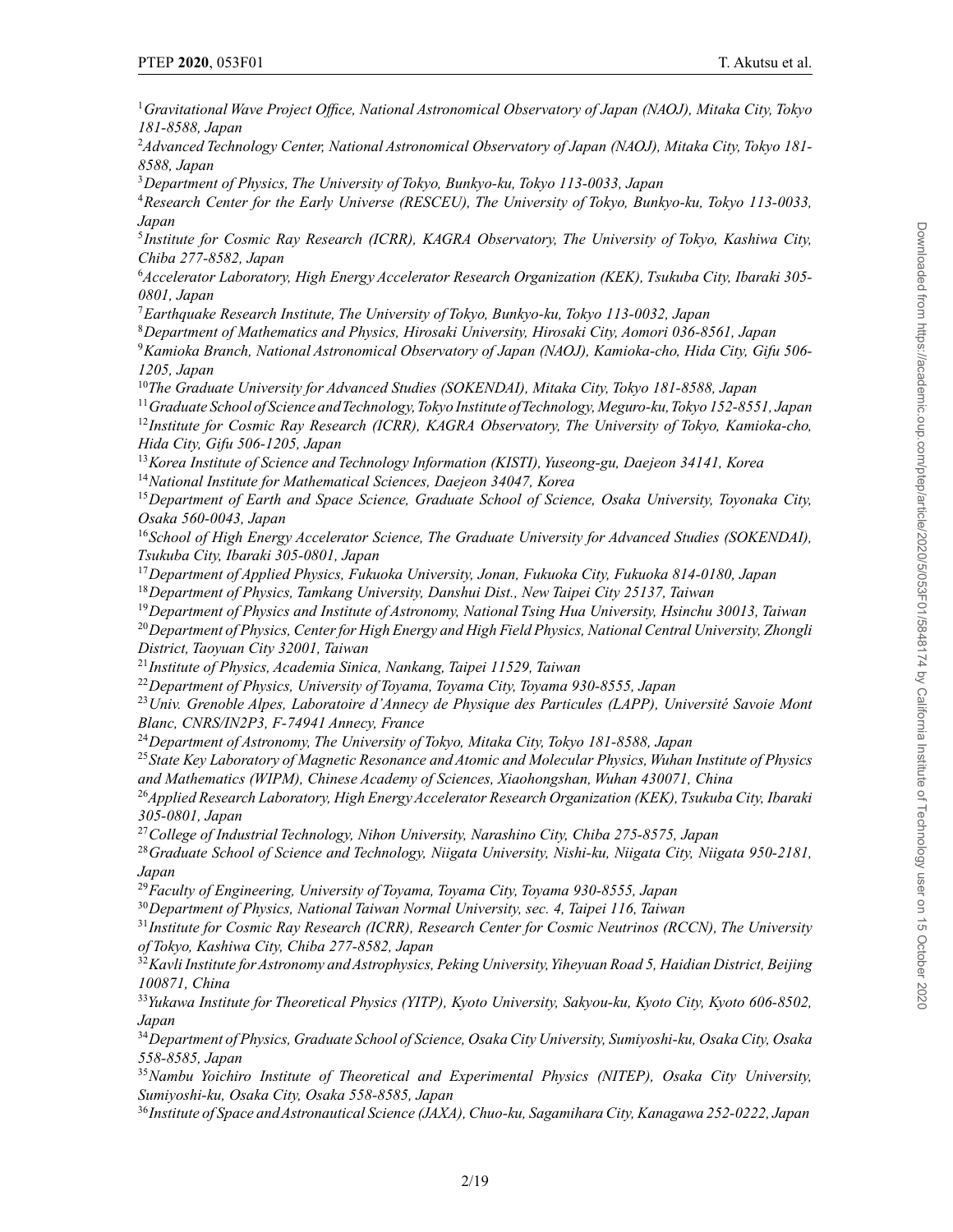[1]*Gravitational Wave Project Office, National Astronomical Observatory of Japan (NAOJ), Mitaka City, Tokyo 181-8588, Japan*

[2]*Advanced Technology Center, National Astronomical Observatory of Japan (NAOJ), Mitaka City, Tokyo 181-8588, Japan*

[3]*Department of Physics, The University of Tokyo, Bunkyo-ku, Tokyo 113-0033, Japan*

[4]*Research Center for the Early Universe (RESCEU), The University of Tokyo, Bunkyo-ku, Tokyo 113-0033, Japan*

[5]*Institute for Cosmic Ray Research (ICRR), KAGRA Observatory, The University of Tokyo, Kashiwa City, Chiba 277-8582, Japan*

[6]*Accelerator Laboratory, High Energy Accelerator Research Organization (KEK), Tsukuba City, Ibaraki 305-0801, Japan*

[7]*Earthquake Research Institute, The University of Tokyo, Bunkyo-ku, Tokyo 113-0032, Japan*

[8]*Department of Mathematics and Physics, Hirosaki University, Hirosaki City, Aomori 036-8561, Japan*

[9]*Kamioka Branch, National Astronomical Observatory of Japan (NAOJ), Kamioka-cho, Hida City, Gifu 506-1205, Japan*

[10]*The Graduate University for Advanced Studies (SOKENDAI), Mitaka City, Tokyo 181-8588, Japan*

[11]*Graduate School of Science and Technology, Tokyo Institute of Technology, Meguro-ku, Tokyo 152-8551, Japan*

[12]*Institute for Cosmic Ray Research (ICRR), KAGRA Observatory, The University of Tokyo, Kamioka-cho, Hida City, Gifu 506-1205, Japan*

[13]*Korea Institute of Science and Technology Information (KISTI), Yuseong-gu, Daejeon 34141, Korea*

[14]*National Institute for Mathematical Sciences, Daejeon 34047, Korea*

[15]*Department of Earth and Space Science, Graduate School of Science, Osaka University, Toyonaka City, Osaka 560-0043, Japan*

[16]*School of High Energy Accelerator Science, The Graduate University for Advanced Studies (SOKENDAI), Tsukuba City, Ibaraki 305-0801, Japan*

[17]*Department of Applied Physics, Fukuoka University, Jonan, Fukuoka City, Fukuoka 814-0180, Japan*

[18]*Department of Physics, Tamkang University, Danshui Dist., New Taipei City 25137, Taiwan*

[19]*Department of Physics and Institute of Astronomy, National Tsing Hua University, Hsinchu 30013, Taiwan*

[20]*Department of Physics, Center for High Energy and High Field Physics, National Central University, Zhongli District, Taoyuan City 32001, Taiwan*

[21]*Institute of Physics, Academia Sinica, Nankang, Taipei 11529, Taiwan*

[22]*Department of Physics, University of Toyama, Toyama City, Toyama 930-8555, Japan*

[23]*Univ. Grenoble Alpes, Laboratoire d'Annecy de Physique des Particules (LAPP), Université Savoie Mont Blanc, CNRS/IN2P3, F-74941 Annecy, France*

[24]*Department of Astronomy, The University of Tokyo, Mitaka City, Tokyo 181-8588, Japan*

[25]*State Key Laboratory of Magnetic Resonance and Atomic and Molecular Physics, Wuhan Institute of Physics and Mathematics (WIPM), Chinese Academy of Sciences, Xiaohongshan, Wuhan 430071, China*

[26]*Applied Research Laboratory, High Energy Accelerator Research Organization (KEK), Tsukuba City, Ibaraki 305-0801, Japan*

[27]*College of Industrial Technology, Nihon University, Narashino City, Chiba 275-8575, Japan*

[28]*Graduate School of Science and Technology, Niigata University, Nishi-ku, Niigata City, Niigata 950-2181, Japan*

[29]*Faculty of Engineering, University of Toyama, Toyama City, Toyama 930-8555, Japan*

[30]*Department of Physics, National Taiwan Normal University, sec. 4, Taipei 116, Taiwan*

[31]*Institute for Cosmic Ray Research (ICRR), Research Center for Cosmic Neutrinos (RCCN), The University of Tokyo, Kashiwa City, Chiba 277-8582, Japan*

[32]*Kavli Institute for Astronomy and Astrophysics, Peking University, Yiheyuan Road 5, Haidian District, Beijing 100871, China*

[33]*Yukawa Institute for Theoretical Physics (YITP), Kyoto University, Sakyou-ku, Kyoto City, Kyoto 606-8502, Japan*

[34]*Department of Physics, Graduate School of Science, Osaka City University, Sumiyoshi-ku, Osaka City, Osaka 558-8585, Japan*

[35]*Nambu Yoichiro Institute of Theoretical and Experimental Physics (NITEP), Osaka City University, Sumiyoshi-ku, Osaka City, Osaka 558-8585, Japan*

[36]*Institute of Space and Astronautical Science (JAXA), Chuo-ku, Sagamihara City, Kanagawa 252-0222, Japan*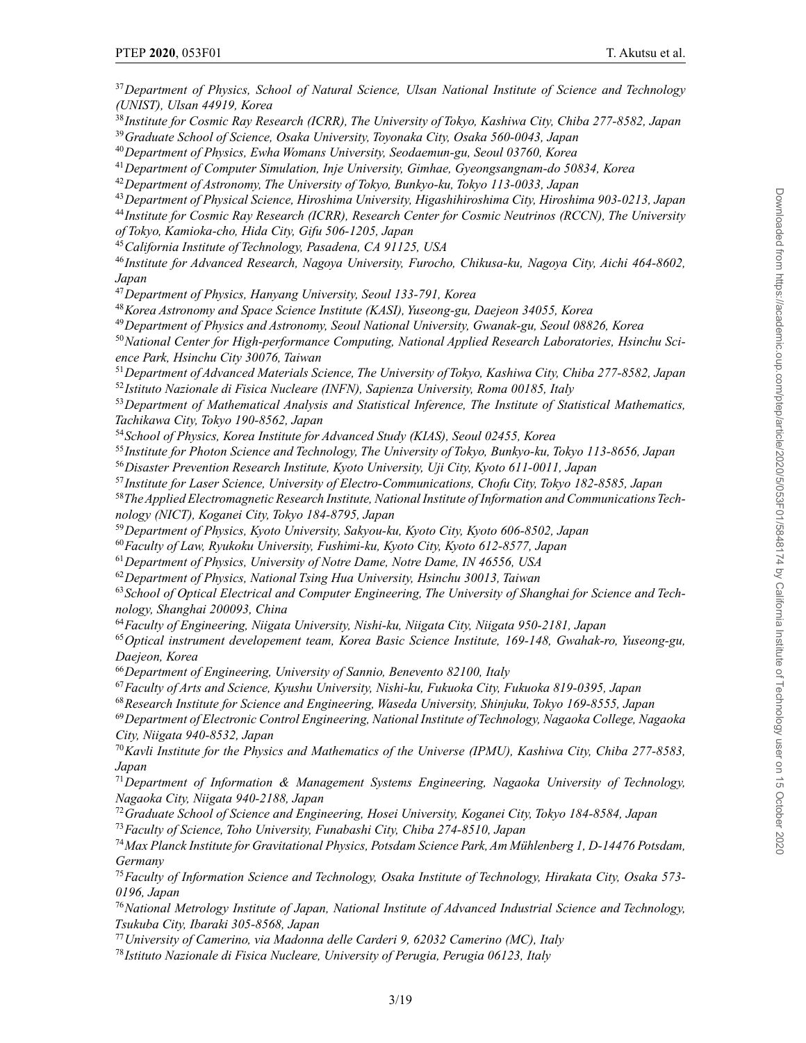[37] *Department of Physics, School of Natural Science, Ulsan National Institute of Science and Technology (UNIST), Ulsan 44919, Korea*

[38] *Institute for Cosmic Ray Research (ICRR), The University of Tokyo, Kashiwa City, Chiba 277-8582, Japan*

[39] *Graduate School of Science, Osaka University, Toyonaka City, Osaka 560-0043, Japan*

[40] *Department of Physics, Ewha Womans University, Seodaemun-gu, Seoul 03760, Korea*

[41] *Department of Computer Simulation, Inje University, Gimhae, Gyeongsangnam-do 50834, Korea*

[42] *Department of Astronomy, The University of Tokyo, Bunkyo-ku, Tokyo 113-0033, Japan*

[43] *Department of Physical Science, Hiroshima University, Higashihiroshima City, Hiroshima 903-0213, Japan*

[44] *Institute for Cosmic Ray Research (ICRR), Research Center for Cosmic Neutrinos (RCCN), The University of Tokyo, Kamioka-cho, Hida City, Gifu 506-1205, Japan*

[45] *California Institute of Technology, Pasadena, CA 91125, USA*

[46] *Institute for Advanced Research, Nagoya University, Furocho, Chikusa-ku, Nagoya City, Aichi 464-8602, Japan*

[47] *Department of Physics, Hanyang University, Seoul 133-791, Korea*

[48] *Korea Astronomy and Space Science Institute (KASI), Yuseong-gu, Daejeon 34055, Korea*

[49] *Department of Physics and Astronomy, Seoul National University, Gwanak-gu, Seoul 08826, Korea*

[50] *National Center for High-performance Computing, National Applied Research Laboratories, Hsinchu Science Park, Hsinchu City 30076, Taiwan*

[51] *Department of Advanced Materials Science, The University of Tokyo, Kashiwa City, Chiba 277-8582, Japan*

[52] *Istituto Nazionale di Fisica Nucleare (INFN), Sapienza University, Roma 00185, Italy*

[53] *Department of Mathematical Analysis and Statistical Inference, The Institute of Statistical Mathematics, Tachikawa City, Tokyo 190-8562, Japan*

[54] *School of Physics, Korea Institute for Advanced Study (KIAS), Seoul 02455, Korea*

[55] *Institute for Photon Science and Technology, The University of Tokyo, Bunkyo-ku, Tokyo 113-8656, Japan*

[56] *Disaster Prevention Research Institute, Kyoto University, Uji City, Kyoto 611-0011, Japan*

[57] *Institute for Laser Science, University of Electro-Communications, Chofu City, Tokyo 182-8585, Japan*

[58] *The Applied Electromagnetic Research Institute, National Institute of Information and Communications Technology (NICT), Koganei City, Tokyo 184-8795, Japan*

[59] *Department of Physics, Kyoto University, Sakyou-ku, Kyoto City, Kyoto 606-8502, Japan*

[60] *Faculty of Law, Ryukoku University, Fushimi-ku, Kyoto City, Kyoto 612-8577, Japan*

[61] *Department of Physics, University of Notre Dame, Notre Dame, IN 46556, USA*

[62] *Department of Physics, National Tsing Hua University, Hsinchu 30013, Taiwan*

[63] *School of Optical Electrical and Computer Engineering, The University of Shanghai for Science and Technology, Shanghai 200093, China*

[64] *Faculty of Engineering, Niigata University, Nishi-ku, Niigata City, Niigata 950-2181, Japan*

[65] *Optical instrument developement team, Korea Basic Science Institute, 169-148, Gwahak-ro, Yuseong-gu, Daejeon, Korea*

[66] *Department of Engineering, University of Sannio, Benevento 82100, Italy*

[67] *Faculty of Arts and Science, Kyushu University, Nishi-ku, Fukuoka City, Fukuoka 819-0395, Japan*

[68] *Research Institute for Science and Engineering, Waseda University, Shinjuku, Tokyo 169-8555, Japan*

[69] *Department of Electronic Control Engineering, National Institute of Technology, Nagaoka College, Nagaoka City, Niigata 940-8532, Japan*

[70] *Kavli Institute for the Physics and Mathematics of the Universe (IPMU), Kashiwa City, Chiba 277-8583, Japan*

[71] *Department of Information & Management Systems Engineering, Nagaoka University of Technology, Nagaoka City, Niigata 940-2188, Japan*

[72] *Graduate School of Science and Engineering, Hosei University, Koganei City, Tokyo 184-8584, Japan*

[73] *Faculty of Science, Toho University, Funabashi City, Chiba 274-8510, Japan*

[74] *Max Planck Institute for Gravitational Physics, Potsdam Science Park, Am Mühlenberg 1, D-14476 Potsdam, Germany*

[75] *Faculty of Information Science and Technology, Osaka Institute of Technology, Hirakata City, Osaka 573-0196, Japan*

[76] *National Metrology Institute of Japan, National Institute of Advanced Industrial Science and Technology, Tsukuba City, Ibaraki 305-8568, Japan*

[77] *University of Camerino, via Madonna delle Carderi 9, 62032 Camerino (MC), Italy*

[78] *Istituto Nazionale di Fisica Nucleare, University of Perugia, Perugia 06123, Italy*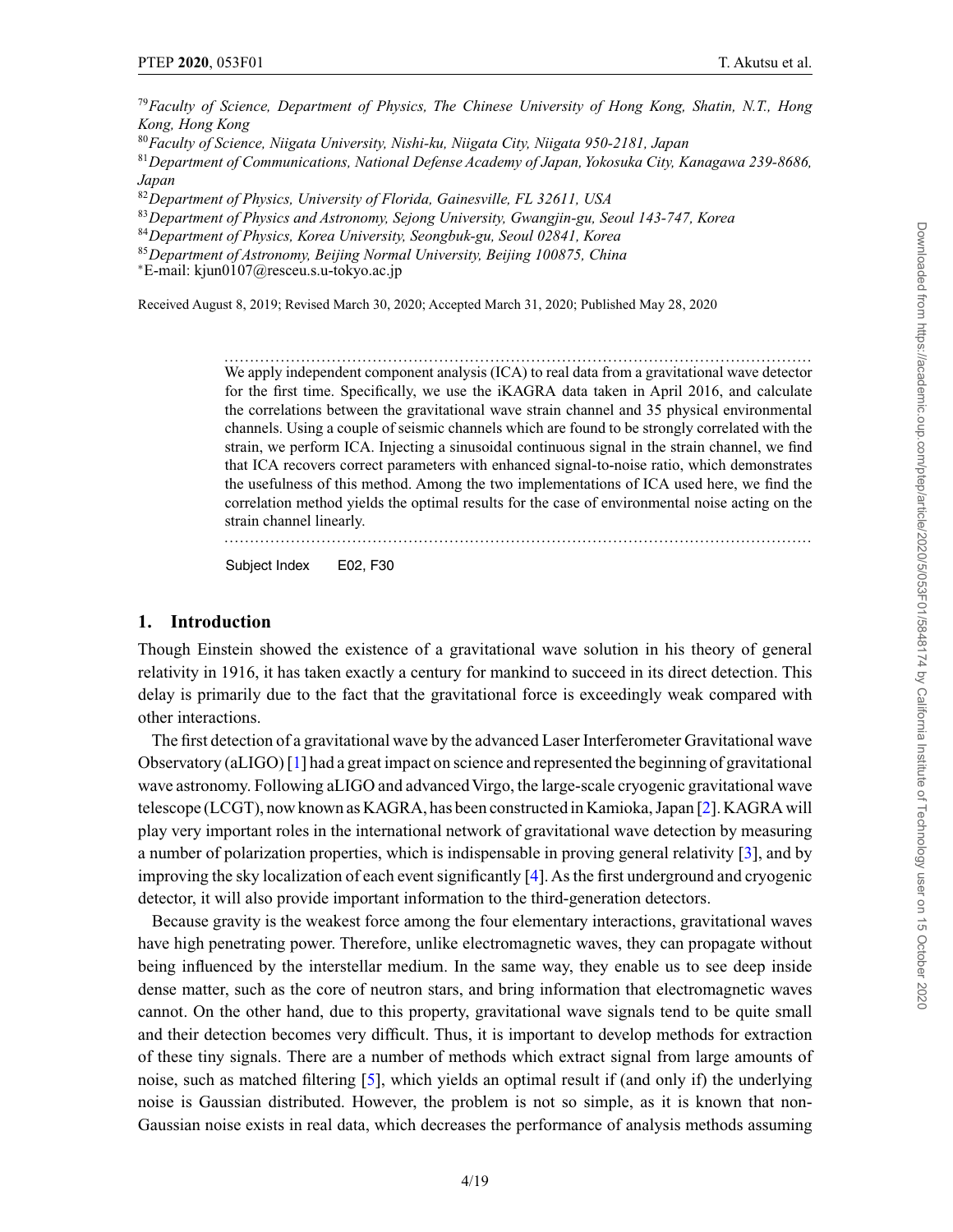[79]*Faculty of Science, Department of Physics, The Chinese University of Hong Kong, Shatin, N.T., Hong Kong, Hong Kong*
[80]*Faculty of Science, Niigata University, Nishi-ku, Niigata City, Niigata 950-2181, Japan*
[81]*Department of Communications, National Defense Academy of Japan, Yokosuka City, Kanagawa 239-8686, Japan*
[82]*Department of Physics, University of Florida, Gainesville, FL 32611, USA*
[83]*Department of Physics and Astronomy, Sejong University, Gwangjin-gu, Seoul 143-747, Korea*
[84]*Department of Physics, Korea University, Seongbuk-gu, Seoul 02841, Korea*
[85]*Department of Astronomy, Beijing Normal University, Beijing 100875, China*
[*]E-mail: kjun0107@resceu.s.u-tokyo.ac.jp

Received August 8, 2019; Revised March 30, 2020; Accepted March 31, 2020; Published May 28, 2020

---

We apply independent component analysis (ICA) to real data from a gravitational wave detector for the first time. Specifically, we use the iKAGRA data taken in April 2016, and calculate the correlations between the gravitational wave strain channel and 35 physical environmental channels. Using a couple of seismic channels which are found to be strongly correlated with the strain, we perform ICA. Injecting a sinusoidal continuous signal in the strain channel, we find that ICA recovers correct parameters with enhanced signal-to-noise ratio, which demonstrates the usefulness of this method. Among the two implementations of ICA used here, we find the correlation method yields the optimal results for the case of environmental noise acting on the strain channel linearly.

---

Subject Index E02, F30

## 1. Introduction

Though Einstein showed the existence of a gravitational wave solution in his theory of general relativity in 1916, it has taken exactly a century for mankind to succeed in its direct detection. This delay is primarily due to the fact that the gravitational force is exceedingly weak compared with other interactions.

The first detection of a gravitational wave by the advanced Laser Interferometer Gravitational wave Observatory (aLIGO) [1] had a great impact on science and represented the beginning of gravitational wave astronomy. Following aLIGO and advanced Virgo, the large-scale cryogenic gravitational wave telescope (LCGT), now known as KAGRA, has been constructed in Kamioka, Japan [2]. KAGRA will play very important roles in the international network of gravitational wave detection by measuring a number of polarization properties, which is indispensable in proving general relativity [3], and by improving the sky localization of each event significantly [4]. As the first underground and cryogenic detector, it will also provide important information to the third-generation detectors.

Because gravity is the weakest force among the four elementary interactions, gravitational waves have high penetrating power. Therefore, unlike electromagnetic waves, they can propagate without being influenced by the interstellar medium. In the same way, they enable us to see deep inside dense matter, such as the core of neutron stars, and bring information that electromagnetic waves cannot. On the other hand, due to this property, gravitational wave signals tend to be quite small and their detection becomes very difficult. Thus, it is important to develop methods for extraction of these tiny signals. There are a number of methods which extract signal from large amounts of noise, such as matched filtering [5], which yields an optimal result if (and only if) the underlying noise is Gaussian distributed. However, the problem is not so simple, as it is known that non-Gaussian noise exists in real data, which decreases the performance of analysis methods assuming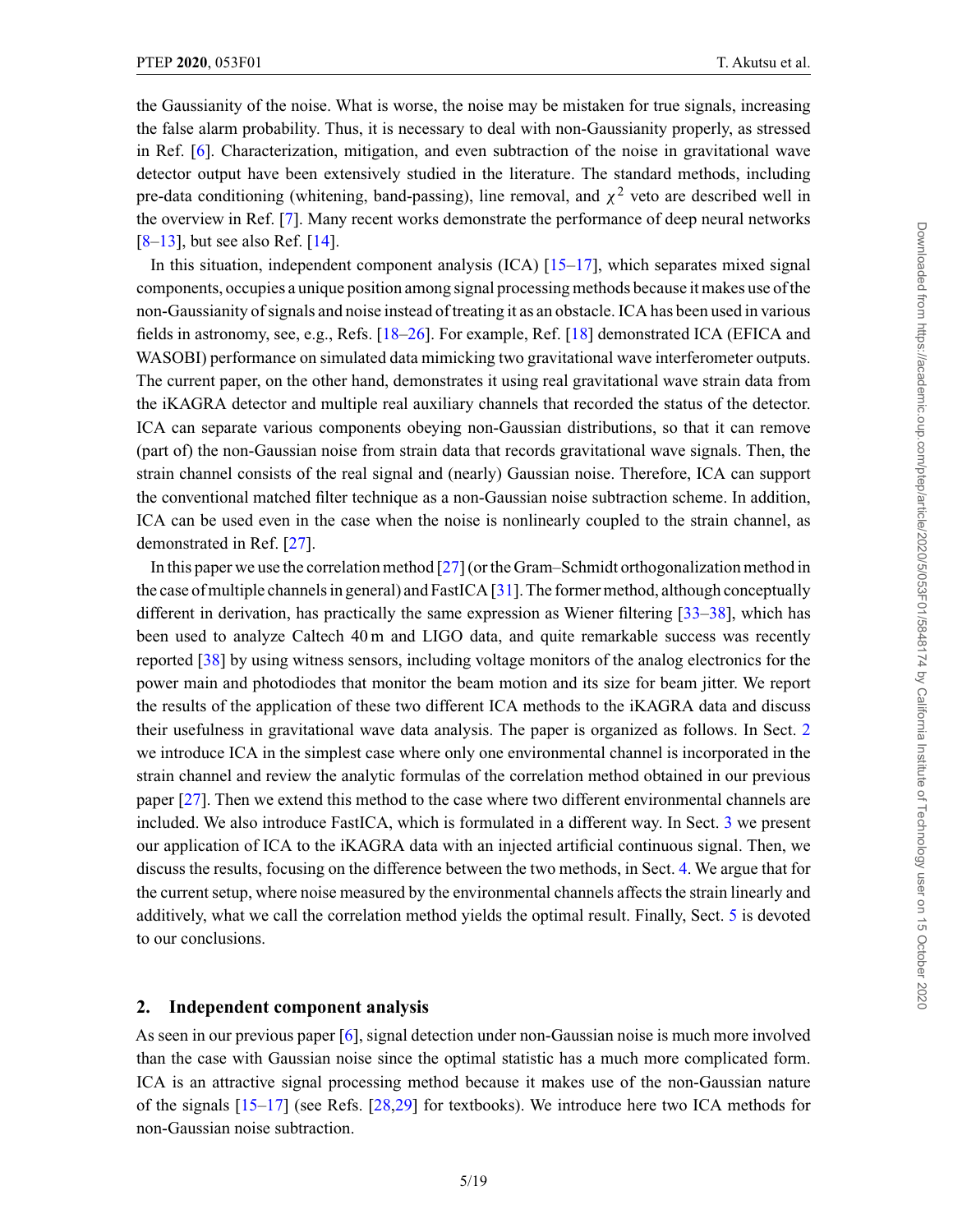the Gaussianity of the noise. What is worse, the noise may be mistaken for true signals, increasing the false alarm probability. Thus, it is necessary to deal with non-Gaussianity properly, as stressed in Ref. [6]. Characterization, mitigation, and even subtraction of the noise in gravitational wave detector output have been extensively studied in the literature. The standard methods, including pre-data conditioning (whitening, band-passing), line removal, and $\chi^2$ veto are described well in the overview in Ref. [7]. Many recent works demonstrate the performance of deep neural networks [8–13], but see also Ref. [14].

In this situation, independent component analysis (ICA) [15–17], which separates mixed signal components, occupies a unique position among signal processing methods because it makes use of the non-Gaussianity of signals and noise instead of treating it as an obstacle. ICA has been used in various fields in astronomy, see, e.g., Refs. [18–26]. For example, Ref. [18] demonstrated ICA (EFICA and WASOBI) performance on simulated data mimicking two gravitational wave interferometer outputs. The current paper, on the other hand, demonstrates it using real gravitational wave strain data from the iKAGRA detector and multiple real auxiliary channels that recorded the status of the detector. ICA can separate various components obeying non-Gaussian distributions, so that it can remove (part of) the non-Gaussian noise from strain data that records gravitational wave signals. Then, the strain channel consists of the real signal and (nearly) Gaussian noise. Therefore, ICA can support the conventional matched filter technique as a non-Gaussian noise subtraction scheme. In addition, ICA can be used even in the case when the noise is nonlinearly coupled to the strain channel, as demonstrated in Ref. [27].

In this paper we use the correlation method [27] (or the Gram–Schmidt orthogonalization method in the case of multiple channels in general) and FastICA [31]. The former method, although conceptually different in derivation, has practically the same expression as Wiener filtering [33–38], which has been used to analyze Caltech 40 m and LIGO data, and quite remarkable success was recently reported [38] by using witness sensors, including voltage monitors of the analog electronics for the power main and photodiodes that monitor the beam motion and its size for beam jitter. We report the results of the application of these two different ICA methods to the iKAGRA data and discuss their usefulness in gravitational wave data analysis. The paper is organized as follows. In Sect. 2 we introduce ICA in the simplest case where only one environmental channel is incorporated in the strain channel and review the analytic formulas of the correlation method obtained in our previous paper [27]. Then we extend this method to the case where two different environmental channels are included. We also introduce FastICA, which is formulated in a different way. In Sect. 3 we present our application of ICA to the iKAGRA data with an injected artificial continuous signal. Then, we discuss the results, focusing on the difference between the two methods, in Sect. 4. We argue that for the current setup, where noise measured by the environmental channels affects the strain linearly and additively, what we call the correlation method yields the optimal result. Finally, Sect. 5 is devoted to our conclusions.

## 2. Independent component analysis

As seen in our previous paper [6], signal detection under non-Gaussian noise is much more involved than the case with Gaussian noise since the optimal statistic has a much more complicated form. ICA is an attractive signal processing method because it makes use of the non-Gaussian nature of the signals [15–17] (see Refs. [28,29] for textbooks). We introduce here two ICA methods for non-Gaussian noise subtraction.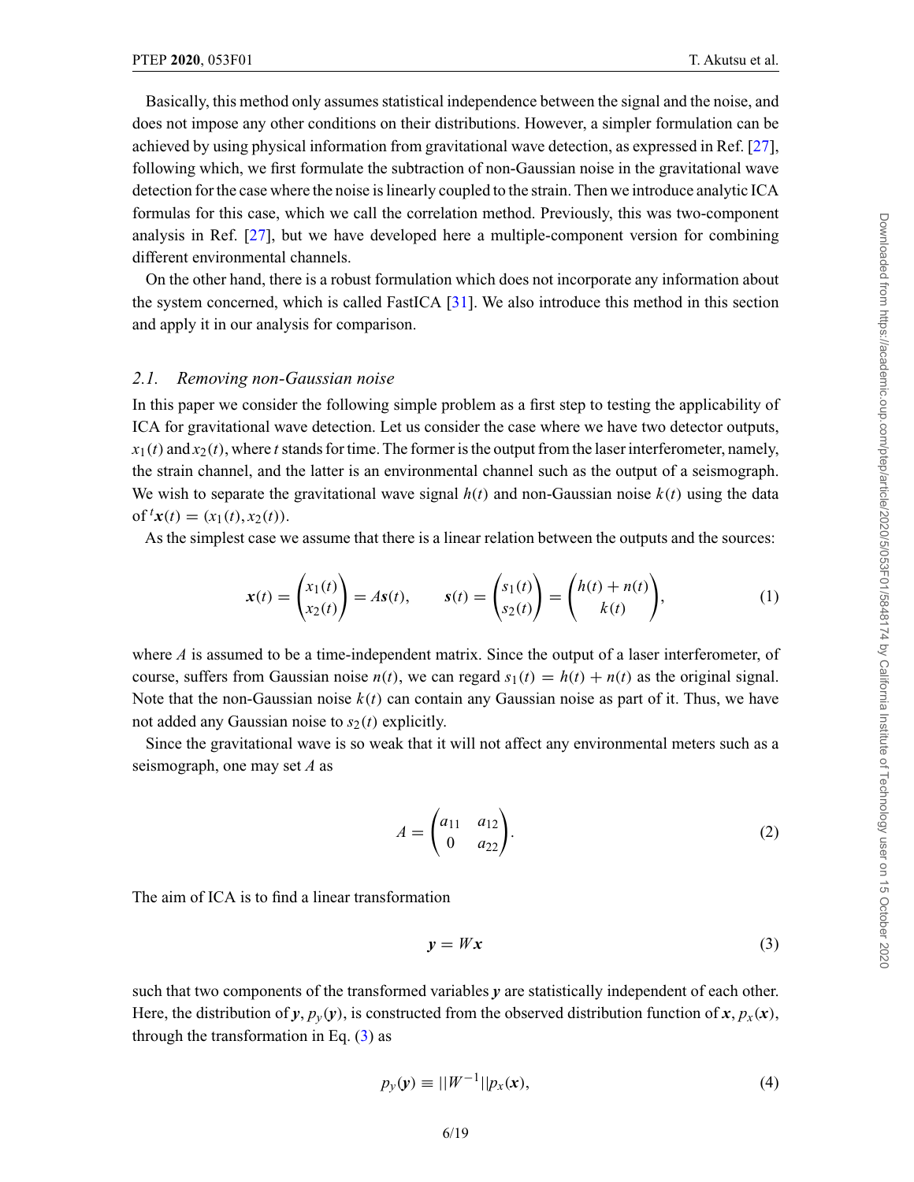Basically, this method only assumes statistical independence between the signal and the noise, and does not impose any other conditions on their distributions. However, a simpler formulation can be achieved by using physical information from gravitational wave detection, as expressed in Ref. [27], following which, we first formulate the subtraction of non-Gaussian noise in the gravitational wave detection for the case where the noise is linearly coupled to the strain. Then we introduce analytic ICA formulas for this case, which we call the correlation method. Previously, this was two-component analysis in Ref. [27], but we have developed here a multiple-component version for combining different environmental channels.

On the other hand, there is a robust formulation which does not incorporate any information about the system concerned, which is called FastICA [31]. We also introduce this method in this section and apply it in our analysis for comparison.

### *2.1. Removing non-Gaussian noise*

In this paper we consider the following simple problem as a first step to testing the applicability of ICA for gravitational wave detection. Let us consider the case where we have two detector outputs, $x_1(t)$ and $x_2(t)$, where $t$ stands for time. The former is the output from the laser interferometer, namely, the strain channel, and the latter is an environmental channel such as the output of a seismograph. We wish to separate the gravitational wave signal $h(t)$ and non-Gaussian noise $k(t)$ using the data of ${}^t\boldsymbol{x}(t) = (x_1(t), x_2(t))$.

As the simplest case we assume that there is a linear relation between the outputs and the sources:

$$\boldsymbol{x}(t) = \begin{pmatrix} x_1(t) \\ x_2(t) \end{pmatrix} = A\boldsymbol{s}(t), \qquad \boldsymbol{s}(t) = \begin{pmatrix} s_1(t) \\ s_2(t) \end{pmatrix} = \begin{pmatrix} h(t) + n(t) \\ k(t) \end{pmatrix}, \tag{1}$$

where $A$ is assumed to be a time-independent matrix. Since the output of a laser interferometer, of course, suffers from Gaussian noise $n(t)$, we can regard $s_1(t) = h(t) + n(t)$ as the original signal. Note that the non-Gaussian noise $k(t)$ can contain any Gaussian noise as part of it. Thus, we have not added any Gaussian noise to $s_2(t)$ explicitly.

Since the gravitational wave is so weak that it will not affect any environmental meters such as a seismograph, one may set $A$ as

$$A = \begin{pmatrix} a_{11} & a_{12} \\ 0 & a_{22} \end{pmatrix}. \tag{2}$$

The aim of ICA is to find a linear transformation

$$\boldsymbol{y} = W\boldsymbol{x} \tag{3}$$

such that two components of the transformed variables $\boldsymbol{y}$ are statistically independent of each other. Here, the distribution of $\boldsymbol{y}$, $p_y(\boldsymbol{y})$, is constructed from the observed distribution function of $\boldsymbol{x}$, $p_x(\boldsymbol{x})$, through the transformation in Eq. (3) as

$$p_y(\boldsymbol{y}) \equiv ||W^{-1}|| p_x(\boldsymbol{x}), \tag{4}$$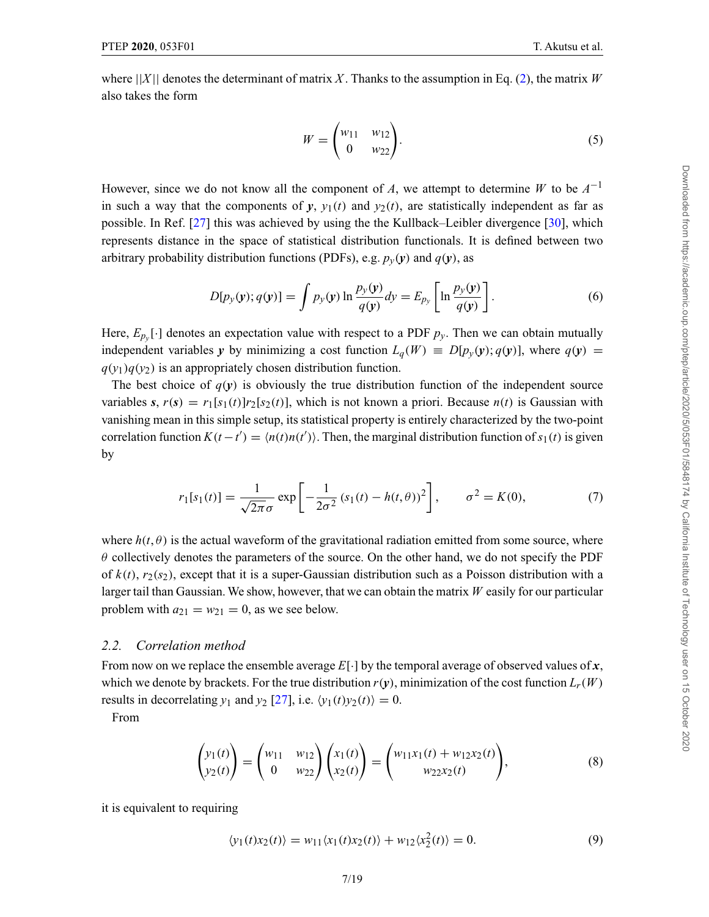where $||X||$ denotes the determinant of matrix $X$. Thanks to the assumption in Eq. (2), the matrix $W$ also takes the form

$$W = \begin{pmatrix} w_{11} & w_{12} \\ 0 & w_{22} \end{pmatrix}. \tag{5}$$

However, since we do not know all the component of $A$, we attempt to determine $W$ to be $A^{-1}$ in such a way that the components of $\boldsymbol{y}$, $y_1(t)$ and $y_2(t)$, are statistically independent as far as possible. In Ref. [27] this was achieved by using the the Kullback–Leibler divergence [30], which represents distance in the space of statistical distribution functionals. It is defined between two arbitrary probability distribution functions (PDFs), e.g. $p_y(\boldsymbol{y})$ and $q(\boldsymbol{y})$, as

$$D[p_y(\boldsymbol{y}); q(\boldsymbol{y})] = \int p_y(\boldsymbol{y}) \ln \frac{p_y(\boldsymbol{y})}{q(\boldsymbol{y})} dy = E_{p_y}\left[\ln \frac{p_y(\boldsymbol{y})}{q(\boldsymbol{y})}\right]. \tag{6}$$

Here, $E_{p_y}[\cdot]$ denotes an expectation value with respect to a PDF $p_y$. Then we can obtain mutually independent variables $\boldsymbol{y}$ by minimizing a cost function $L_q(W) \equiv D[p_y(\boldsymbol{y}); q(\boldsymbol{y})]$, where $q(\boldsymbol{y}) = q(y_1)q(y_2)$ is an appropriately chosen distribution function.

The best choice of $q(\boldsymbol{y})$ is obviously the true distribution function of the independent source variables $\boldsymbol{s}$, $r(\boldsymbol{s}) = r_1[s_1(t)]r_2[s_2(t)]$, which is not known a priori. Because $n(t)$ is Gaussian with vanishing mean in this simple setup, its statistical property is entirely characterized by the two-point correlation function $K(t - t') = \langle n(t)n(t')\rangle$. Then, the marginal distribution function of $s_1(t)$ is given by

$$r_1[s_1(t)] = \frac{1}{\sqrt{2\pi}\,\sigma} \exp\left[-\frac{1}{2\sigma^2}\left(s_1(t) - h(t,\theta)\right)^2\right], \qquad \sigma^2 = K(0), \tag{7}$$

where $h(t, \theta)$ is the actual waveform of the gravitational radiation emitted from some source, where $\theta$ collectively denotes the parameters of the source. On the other hand, we do not specify the PDF of $k(t)$, $r_2(s_2)$, except that it is a super-Gaussian distribution such as a Poisson distribution with a larger tail than Gaussian. We show, however, that we can obtain the matrix $W$ easily for our particular problem with $a_{21} = w_{21} = 0$, as we see below.

### 2.2. *Correlation method*

From now on we replace the ensemble average $E[\cdot]$ by the temporal average of observed values of $\boldsymbol{x}$, which we denote by brackets. For the true distribution $r(\boldsymbol{y})$, minimization of the cost function $L_r(W)$ results in decorrelating $y_1$ and $y_2$ [27], i.e. $\langle y_1(t)y_2(t)\rangle = 0$.

From

$$\begin{pmatrix} y_1(t) \\ y_2(t) \end{pmatrix} = \begin{pmatrix} w_{11} & w_{12} \\ 0 & w_{22} \end{pmatrix} \begin{pmatrix} x_1(t) \\ x_2(t) \end{pmatrix} = \begin{pmatrix} w_{11}x_1(t) + w_{12}x_2(t) \\ w_{22}x_2(t) \end{pmatrix}, \tag{8}$$

it is equivalent to requiring

$$\langle y_1(t)x_2(t)\rangle = w_{11}\langle x_1(t)x_2(t)\rangle + w_{12}\langle x_2^2(t)\rangle = 0. \tag{9}$$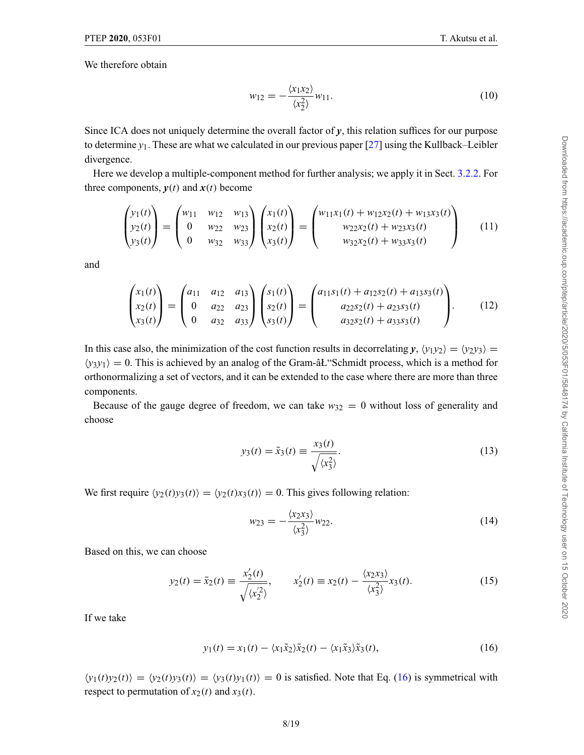We therefore obtain

$$w_{12} = -\frac{\langle x_1 x_2 \rangle}{\langle x_2^2 \rangle} w_{11}. \tag{10}$$

Since ICA does not uniquely determine the overall factor of $\boldsymbol{y}$, this relation suffices for our purpose to determine $y_1$. These are what we calculated in our previous paper [27] using the Kullback–Leibler divergence.

Here we develop a multiple-component method for further analysis; we apply it in Sect. 3.2.2. For three components, $\boldsymbol{y}(t)$ and $\boldsymbol{x}(t)$ become

$$\begin{pmatrix} y_1(t) \\ y_2(t) \\ y_3(t) \end{pmatrix} = \begin{pmatrix} w_{11} & w_{12} & w_{13} \\ 0 & w_{22} & w_{23} \\ 0 & w_{32} & w_{33} \end{pmatrix} \begin{pmatrix} x_1(t) \\ x_2(t) \\ x_3(t) \end{pmatrix} = \begin{pmatrix} w_{11}x_1(t) + w_{12}x_2(t) + w_{13}x_3(t) \\ w_{22}x_2(t) + w_{23}x_3(t) \\ w_{32}x_2(t) + w_{33}x_3(t) \end{pmatrix} \tag{11}$$

and

$$\begin{pmatrix} x_1(t) \\ x_2(t) \\ x_3(t) \end{pmatrix} = \begin{pmatrix} a_{11} & a_{12} & a_{13} \\ 0 & a_{22} & a_{23} \\ 0 & a_{32} & a_{33} \end{pmatrix} \begin{pmatrix} s_1(t) \\ s_2(t) \\ s_3(t) \end{pmatrix} = \begin{pmatrix} a_{11}s_1(t) + a_{12}s_2(t) + a_{13}s_3(t) \\ a_{22}s_2(t) + a_{23}s_3(t) \\ a_{32}s_2(t) + a_{33}s_3(t) \end{pmatrix}. \tag{12}$$

In this case also, the minimization of the cost function results in decorrelating $\boldsymbol{y}$, $\langle y_1 y_2 \rangle = \langle y_2 y_3 \rangle = \langle y_3 y_1 \rangle = 0$. This is achieved by an analog of the Gram-âŁ“Schmidt process, which is a method for orthonormalizing a set of vectors, and it can be extended to the case where there are more than three components.

Because of the gauge degree of freedom, we can take $w_{32} = 0$ without loss of generality and choose

$$y_3(t) = \tilde{x}_3(t) \equiv \frac{x_3(t)}{\sqrt{\langle x_3^2 \rangle}}. \tag{13}$$

We first require $\langle y_2(t) y_3(t) \rangle = \langle y_2(t) x_3(t) \rangle = 0$. This gives following relation:

$$w_{23} = -\frac{\langle x_2 x_3 \rangle}{\langle x_3^2 \rangle} w_{22}. \tag{14}$$

Based on this, we can choose

$$y_2(t) = \tilde{x}_2(t) \equiv \frac{x_2'(t)}{\sqrt{\langle x_2'^2 \rangle}}, \qquad x_2'(t) \equiv x_2(t) - \frac{\langle x_2 x_3 \rangle}{\langle x_3^2 \rangle} x_3(t). \tag{15}$$

If we take

$$y_1(t) = x_1(t) - \langle x_1 \tilde{x}_2 \rangle \tilde{x}_2(t) - \langle x_1 \tilde{x}_3 \rangle \tilde{x}_3(t), \tag{16}$$

$\langle y_1(t) y_2(t) \rangle = \langle y_2(t) y_3(t) \rangle = \langle y_3(t) y_1(t) \rangle = 0$ is satisfied. Note that Eq. (16) is symmetrical with respect to permutation of $x_2(t)$ and $x_3(t)$.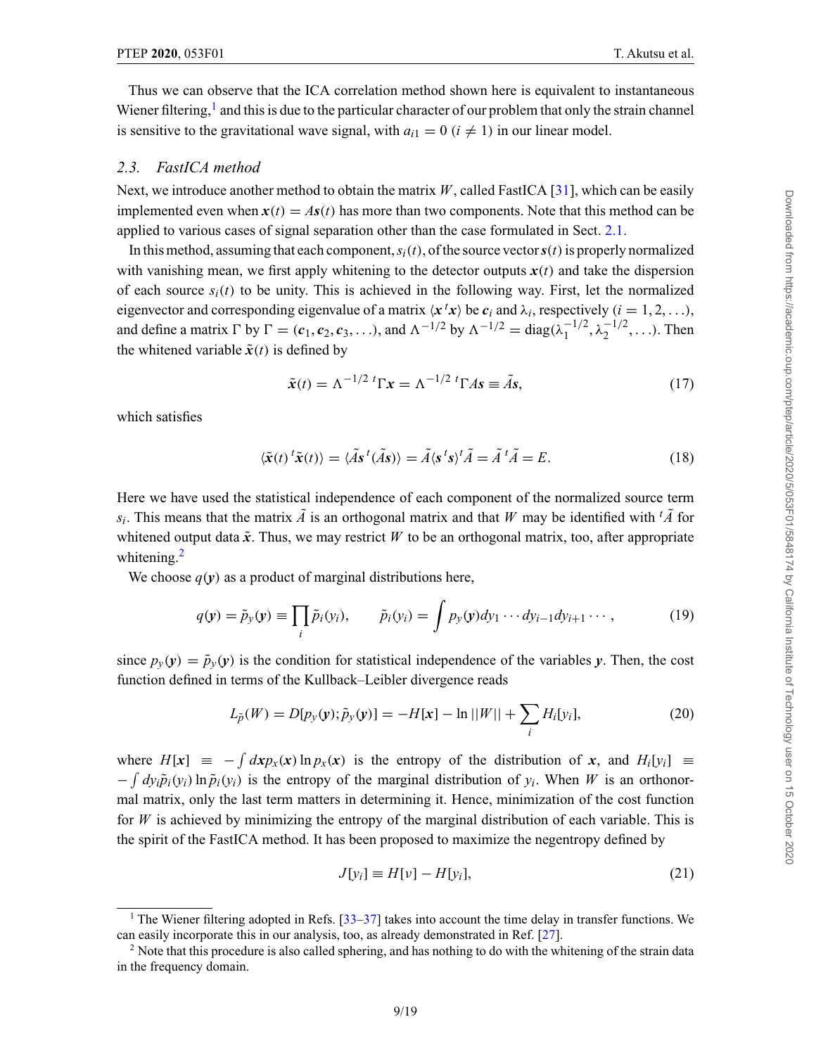Thus we can observe that the ICA correlation method shown here is equivalent to instantaneous Wiener filtering,[1] and this is due to the particular character of our problem that only the strain channel is sensitive to the gravitational wave signal, with $a_{i1} = 0$ $(i \neq 1)$ in our linear model.

### 2.3. FastICA method

Next, we introduce another method to obtain the matrix $W$, called FastICA [31], which can be easily implemented even when $\boldsymbol{x}(t) = A\boldsymbol{s}(t)$ has more than two components. Note that this method can be applied to various cases of signal separation other than the case formulated in Sect. 2.1.

In this method, assuming that each component, $s_i(t)$, of the source vector $\boldsymbol{s}(t)$ is properly normalized with vanishing mean, we first apply whitening to the detector outputs $\boldsymbol{x}(t)$ and take the dispersion of each source $s_i(t)$ to be unity. This is achieved in the following way. First, let the normalized eigenvector and corresponding eigenvalue of a matrix $\langle \boldsymbol{x}\, {}^t\boldsymbol{x} \rangle$ be $\boldsymbol{c}_i$ and $\lambda_i$, respectively $(i = 1, 2, \ldots)$, and define a matrix $\Gamma$ by $\Gamma = (\boldsymbol{c}_1, \boldsymbol{c}_2, \boldsymbol{c}_3, \ldots)$, and $\Lambda^{-1/2}$ by $\Lambda^{-1/2} = \mathrm{diag}(\lambda_1^{-1/2}, \lambda_2^{-1/2}, \ldots)$. Then the whitened variable $\tilde{\boldsymbol{x}}(t)$ is defined by

$$\tilde{\boldsymbol{x}}(t) = \Lambda^{-1/2}\, {}^t\Gamma \boldsymbol{x} = \Lambda^{-1/2}\, {}^t\Gamma A \boldsymbol{s} \equiv \tilde{A}\boldsymbol{s}, \tag{17}$$

which satisfies

$$\langle \tilde{\boldsymbol{x}}(t)\, {}^t\tilde{\boldsymbol{x}}(t) \rangle = \langle \tilde{A}\boldsymbol{s}\, {}^t(\tilde{A}\boldsymbol{s}) \rangle = \tilde{A} \langle \boldsymbol{s}\, {}^t\boldsymbol{s} \rangle {}^t\tilde{A} = \tilde{A}\, {}^t\tilde{A} = E. \tag{18}$$

Here we have used the statistical independence of each component of the normalized source term $s_i$. This means that the matrix $\tilde{A}$ is an orthogonal matrix and that $W$ may be identified with ${}^t\tilde{A}$ for whitened output data $\tilde{\boldsymbol{x}}$. Thus, we may restrict $W$ to be an orthogonal matrix, too, after appropriate whitening.[2]

We choose $q(\boldsymbol{y})$ as a product of marginal distributions here,

$$q(\boldsymbol{y}) = \tilde{p}_y(\boldsymbol{y}) \equiv \prod_i \tilde{p}_i(y_i), \qquad \tilde{p}_i(y_i) = \int p_y(\boldsymbol{y}) dy_1 \cdots dy_{i-1} dy_{i+1} \cdots, \tag{19}$$

since $p_y(\boldsymbol{y}) = \tilde{p}_y(\boldsymbol{y})$ is the condition for statistical independence of the variables $\boldsymbol{y}$. Then, the cost function defined in terms of the Kullback–Leibler divergence reads

$$L_{\tilde{p}}(W) = D[p_y(\boldsymbol{y}); \tilde{p}_y(\boldsymbol{y})] = -H[\boldsymbol{x}] - \ln ||W|| + \sum_i H_i[y_i], \tag{20}$$

where $H[\boldsymbol{x}] \equiv -\int d\boldsymbol{x} p_x(\boldsymbol{x}) \ln p_x(\boldsymbol{x})$ is the entropy of the distribution of $\boldsymbol{x}$, and $H_i[y_i] \equiv -\int dy_i \tilde{p}_i(y_i) \ln \tilde{p}_i(y_i)$ is the entropy of the marginal distribution of $y_i$. When $W$ is an orthonormal matrix, only the last term matters in determining it. Hence, minimization of the cost function for $W$ is achieved by minimizing the entropy of the marginal distribution of each variable. This is the spirit of the FastICA method. It has been proposed to maximize the negentropy defined by

$$J[y_i] \equiv H[\nu] - H[y_i], \tag{21}$$

---

[1] The Wiener filtering adopted in Refs. [33–37] takes into account the time delay in transfer functions. We can easily incorporate this in our analysis, too, as already demonstrated in Ref. [27].

[2] Note that this procedure is also called sphering, and has nothing to do with the whitening of the strain data in the frequency domain.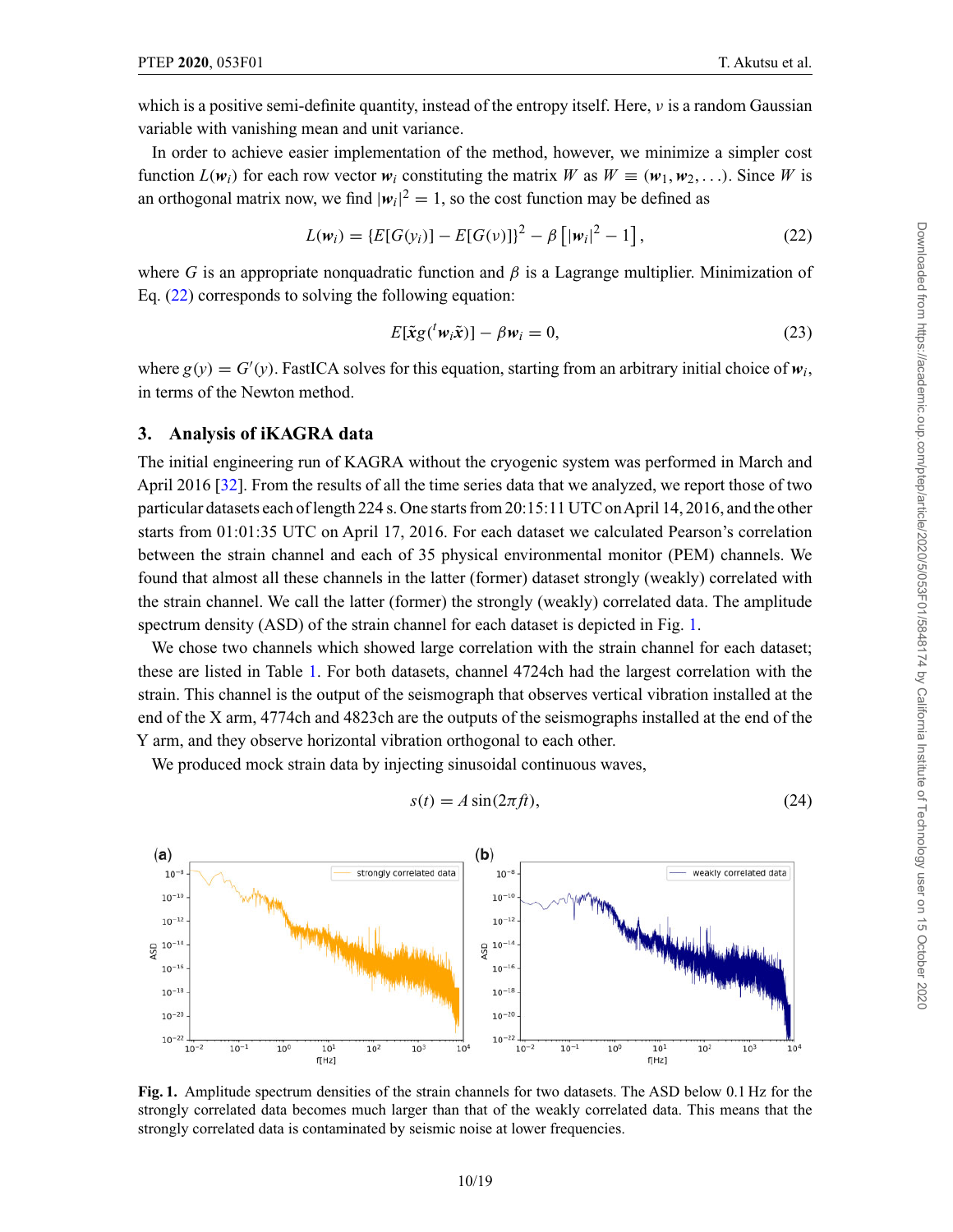which is a positive semi-definite quantity, instead of the entropy itself. Here, $\nu$ is a random Gaussian variable with vanishing mean and unit variance.

In order to achieve easier implementation of the method, however, we minimize a simpler cost function $L(\boldsymbol{w}_i)$ for each row vector $\boldsymbol{w}_i$ constituting the matrix $W$ as $W \equiv (\boldsymbol{w}_1, \boldsymbol{w}_2, \ldots)$. Since $W$ is an orthogonal matrix now, we find $|\boldsymbol{w}_i|^2 = 1$, so the cost function may be defined as

$$L(\boldsymbol{w}_i) = \{E[G(y_i)] - E[G(\nu)]\}^2 - \beta \left[|\boldsymbol{w}_i|^2 - 1\right], \tag{22}$$

where $G$ is an appropriate nonquadratic function and $\beta$ is a Lagrange multiplier. Minimization of Eq. (22) corresponds to solving the following equation:

$$E[\tilde{\boldsymbol{x}} g({}^t\boldsymbol{w}_i \tilde{\boldsymbol{x}})] - \beta \boldsymbol{w}_i = 0, \tag{23}$$

where $g(y) = G'(y)$. FastICA solves for this equation, starting from an arbitrary initial choice of $\boldsymbol{w}_i$, in terms of the Newton method.

## 3. Analysis of iKAGRA data

The initial engineering run of KAGRA without the cryogenic system was performed in March and April 2016 [32]. From the results of all the time series data that we analyzed, we report those of two particular datasets each of length 224 s. One starts from 20:15:11 UTC on April 14, 2016, and the other starts from 01:01:35 UTC on April 17, 2016. For each dataset we calculated Pearson's correlation between the strain channel and each of 35 physical environmental monitor (PEM) channels. We found that almost all these channels in the latter (former) dataset strongly (weakly) correlated with the strain channel. We call the latter (former) the strongly (weakly) correlated data. The amplitude spectrum density (ASD) of the strain channel for each dataset is depicted in Fig. 1.

We chose two channels which showed large correlation with the strain channel for each dataset; these are listed in Table 1. For both datasets, channel 4724ch had the largest correlation with the strain. This channel is the output of the seismograph that observes vertical vibration installed at the end of the X arm, 4774ch and 4823ch are the outputs of the seismographs installed at the end of the Y arm, and they observe horizontal vibration orthogonal to each other.

We produced mock strain data by injecting sinusoidal continuous waves,

$$s(t) = A \sin(2\pi f t), \tag{24}$$

**Fig. 1.** Amplitude spectrum densities of the strain channels for two datasets. The ASD below 0.1 Hz for the strongly correlated data becomes much larger than that of the weakly correlated data. This means that the strongly correlated data is contaminated by seismic noise at lower frequencies.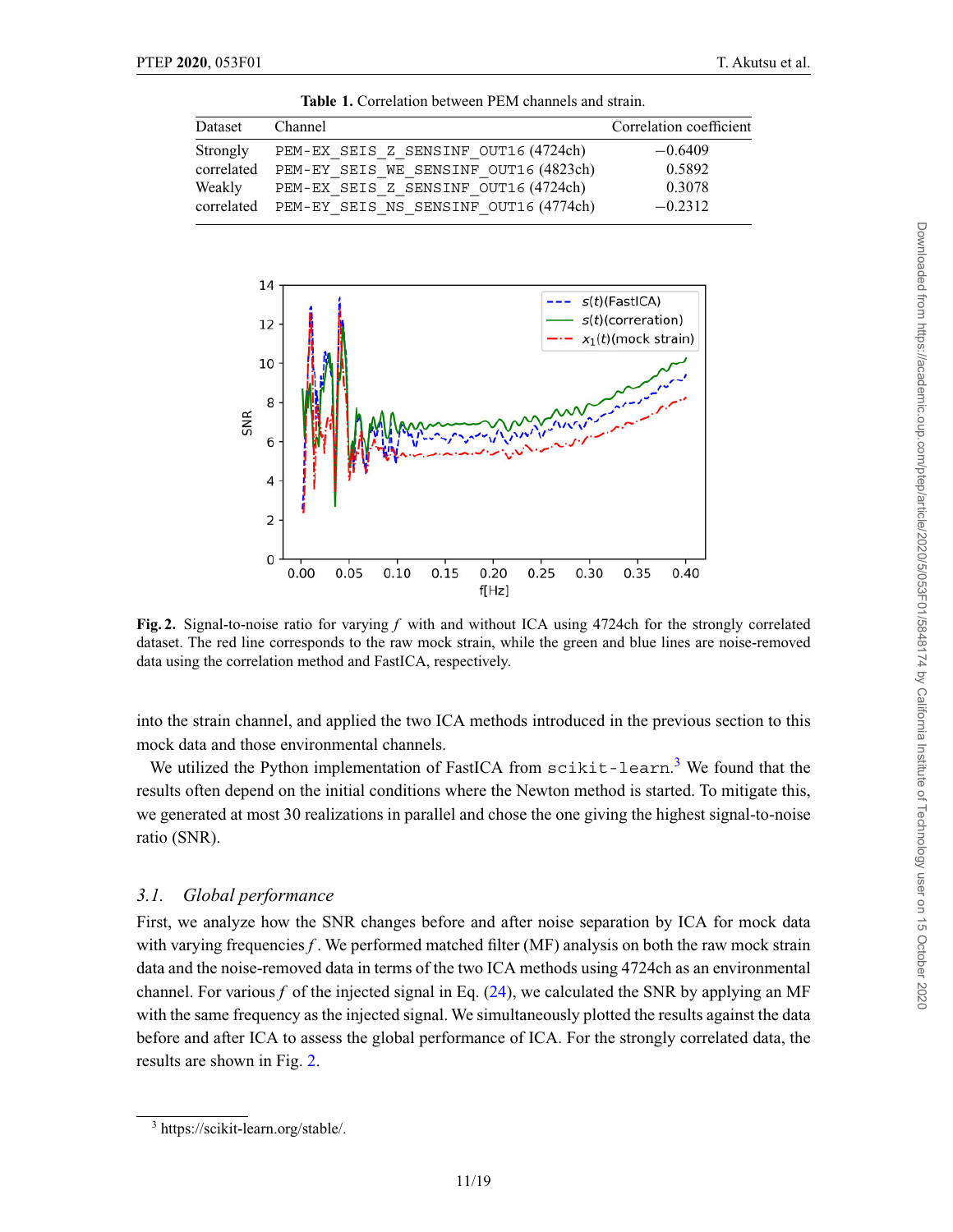**Table 1.** Correlation between PEM channels and strain.

| Dataset | Channel | Correlation coefficient |
|---|---|---|
| Strongly correlated | PEM-EX_SEIS_Z_SENSINF_OUT16 (4724ch) | −0.6409 |
| | PEM-EY_SEIS_WE_SENSINF_OUT16 (4823ch) | 0.5892 |
| Weakly correlated | PEM-EX_SEIS_Z_SENSINF_OUT16 (4724ch) | 0.3078 |
| | PEM-EY_SEIS_NS_SENSINF_OUT16 (4774ch) | −0.2312 |

**Fig. 2.** Signal-to-noise ratio for varying $f$ with and without ICA using 4724ch for the strongly correlated dataset. The red line corresponds to the raw mock strain, while the green and blue lines are noise-removed data using the correlation method and FastICA, respectively.

into the strain channel, and applied the two ICA methods introduced in the previous section to this mock data and those environmental channels.

We utilized the Python implementation of FastICA from `scikit-learn`.[3] We found that the results often depend on the initial conditions where the Newton method is started. To mitigate this, we generated at most 30 realizations in parallel and chose the one giving the highest signal-to-noise ratio (SNR).

### 3.1. *Global performance*

First, we analyze how the SNR changes before and after noise separation by ICA for mock data with varying frequencies $f$. We performed matched filter (MF) analysis on both the raw mock strain data and the noise-removed data in terms of the two ICA methods using 4724ch as an environmental channel. For various $f$ of the injected signal in Eq. (24), we calculated the SNR by applying an MF with the same frequency as the injected signal. We simultaneously plotted the results against the data before and after ICA to assess the global performance of ICA. For the strongly correlated data, the results are shown in Fig. 2.

[3] https://scikit-learn.org/stable/.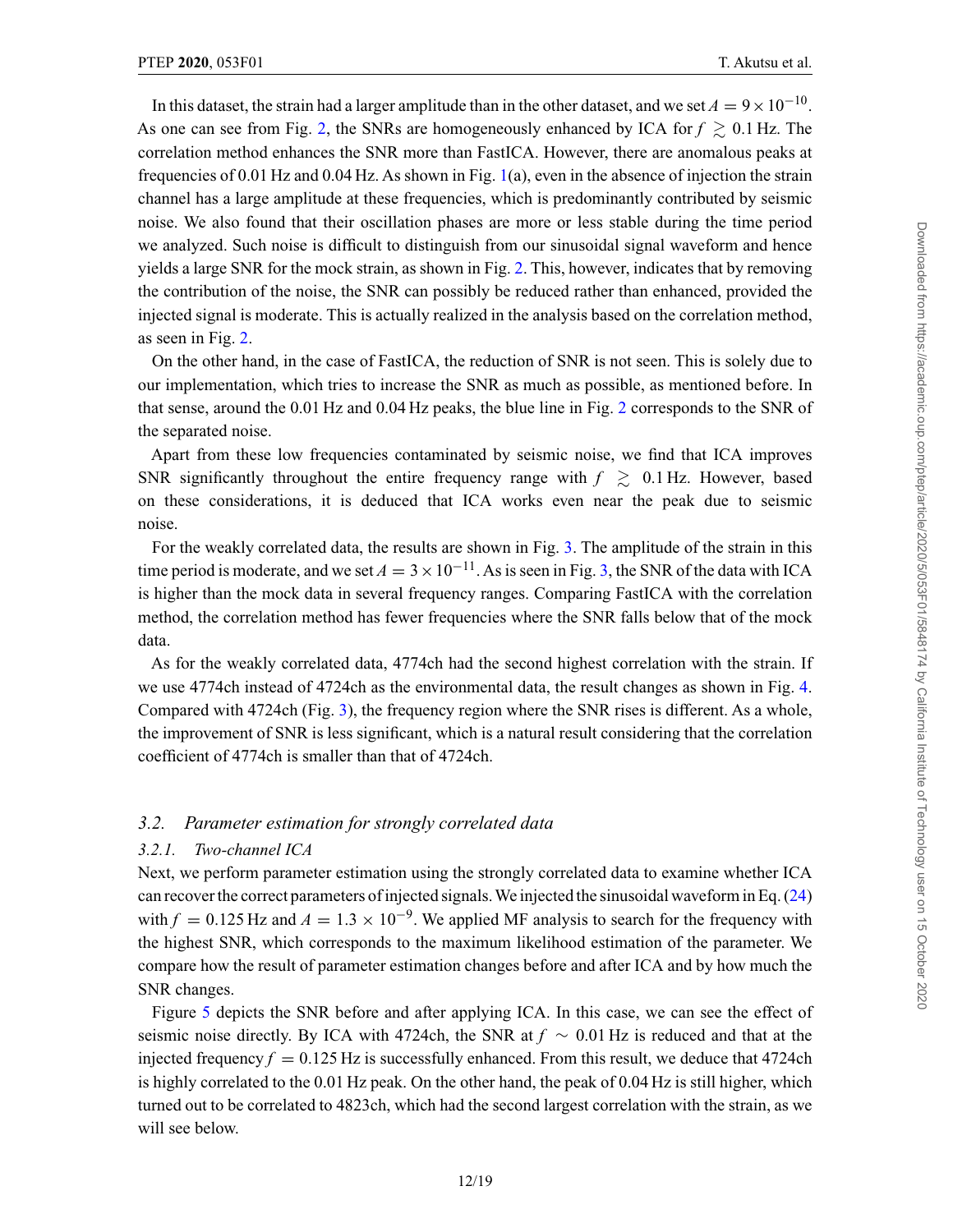In this dataset, the strain had a larger amplitude than in the other dataset, and we set $A = 9 \times 10^{-10}$. As one can see from Fig. 2, the SNRs are homogeneously enhanced by ICA for $f \gtrsim 0.1$ Hz. The correlation method enhances the SNR more than FastICA. However, there are anomalous peaks at frequencies of 0.01 Hz and 0.04 Hz. As shown in Fig. 1(a), even in the absence of injection the strain channel has a large amplitude at these frequencies, which is predominantly contributed by seismic noise. We also found that their oscillation phases are more or less stable during the time period we analyzed. Such noise is difficult to distinguish from our sinusoidal signal waveform and hence yields a large SNR for the mock strain, as shown in Fig. 2. This, however, indicates that by removing the contribution of the noise, the SNR can possibly be reduced rather than enhanced, provided the injected signal is moderate. This is actually realized in the analysis based on the correlation method, as seen in Fig. 2.

On the other hand, in the case of FastICA, the reduction of SNR is not seen. This is solely due to our implementation, which tries to increase the SNR as much as possible, as mentioned before. In that sense, around the 0.01 Hz and 0.04 Hz peaks, the blue line in Fig. 2 corresponds to the SNR of the separated noise.

Apart from these low frequencies contaminated by seismic noise, we find that ICA improves SNR significantly throughout the entire frequency range with $f \gtrsim 0.1$ Hz. However, based on these considerations, it is deduced that ICA works even near the peak due to seismic noise.

For the weakly correlated data, the results are shown in Fig. 3. The amplitude of the strain in this time period is moderate, and we set $A = 3 \times 10^{-11}$. As is seen in Fig. 3, the SNR of the data with ICA is higher than the mock data in several frequency ranges. Comparing FastICA with the correlation method, the correlation method has fewer frequencies where the SNR falls below that of the mock data.

As for the weakly correlated data, 4774ch had the second highest correlation with the strain. If we use 4774ch instead of 4724ch as the environmental data, the result changes as shown in Fig. 4. Compared with 4724ch (Fig. 3), the frequency region where the SNR rises is different. As a whole, the improvement of SNR is less significant, which is a natural result considering that the correlation coefficient of 4774ch is smaller than that of 4724ch.

### 3.2. *Parameter estimation for strongly correlated data*

#### 3.2.1. *Two-channel ICA*

Next, we perform parameter estimation using the strongly correlated data to examine whether ICA can recover the correct parameters of injected signals. We injected the sinusoidal waveform in Eq. (24) with $f = 0.125$ Hz and $A = 1.3 \times 10^{-9}$. We applied MF analysis to search for the frequency with the highest SNR, which corresponds to the maximum likelihood estimation of the parameter. We compare how the result of parameter estimation changes before and after ICA and by how much the SNR changes.

Figure 5 depicts the SNR before and after applying ICA. In this case, we can see the effect of seismic noise directly. By ICA with 4724ch, the SNR at $f \sim 0.01$ Hz is reduced and that at the injected frequency $f = 0.125$ Hz is successfully enhanced. From this result, we deduce that 4724ch is highly correlated to the 0.01 Hz peak. On the other hand, the peak of 0.04 Hz is still higher, which turned out to be correlated to 4823ch, which had the second largest correlation with the strain, as we will see below.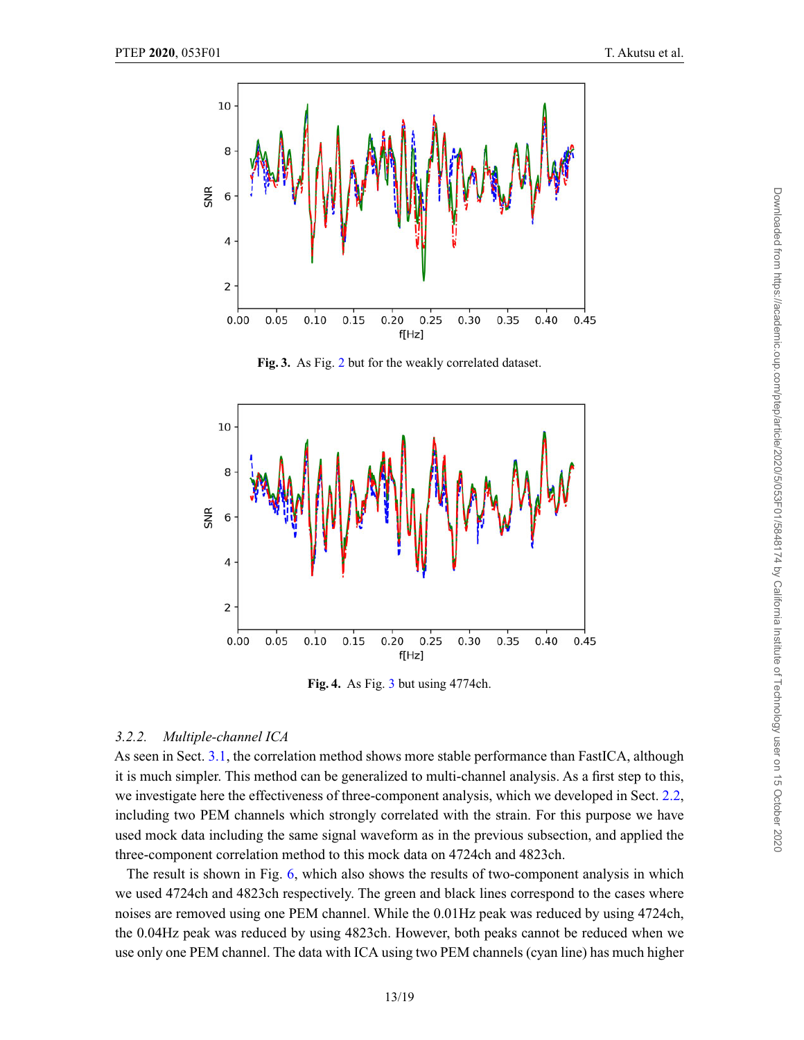Fig. 3. As Fig. 2 but for the weakly correlated dataset.

Fig. 4. As Fig. 3 but using 4774ch.

### 3.2.2. *Multiple-channel ICA*

As seen in Sect. 3.1, the correlation method shows more stable performance than FastICA, although it is much simpler. This method can be generalized to multi-channel analysis. As a first step to this, we investigate here the effectiveness of three-component analysis, which we developed in Sect. 2.2, including two PEM channels which strongly correlated with the strain. For this purpose we have used mock data including the same signal waveform as in the previous subsection, and applied the three-component correlation method to this mock data on 4724ch and 4823ch.

The result is shown in Fig. 6, which also shows the results of two-component analysis in which we used 4724ch and 4823ch respectively. The green and black lines correspond to the cases where noises are removed using one PEM channel. While the 0.01Hz peak was reduced by using 4724ch, the 0.04Hz peak was reduced by using 4823ch. However, both peaks cannot be reduced when we use only one PEM channel. The data with ICA using two PEM channels (cyan line) has much higher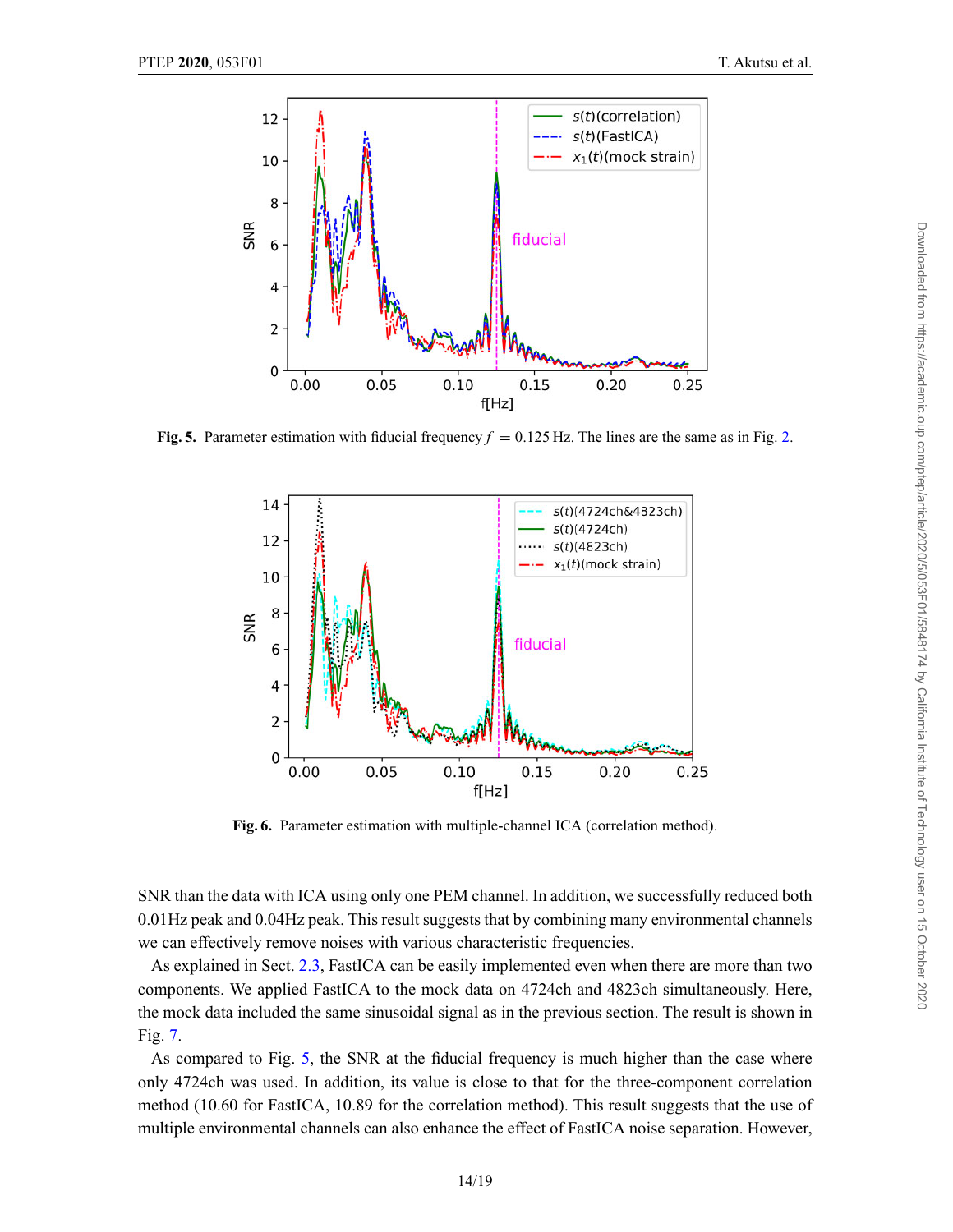**Fig. 5.** Parameter estimation with fiducial frequency $f = 0.125$ Hz. The lines are the same as in Fig. 2.

**Fig. 6.** Parameter estimation with multiple-channel ICA (correlation method).

SNR than the data with ICA using only one PEM channel. In addition, we successfully reduced both 0.01Hz peak and 0.04Hz peak. This result suggests that by combining many environmental channels we can effectively remove noises with various characteristic frequencies.

As explained in Sect. 2.3, FastICA can be easily implemented even when there are more than two components. We applied FastICA to the mock data on 4724ch and 4823ch simultaneously. Here, the mock data included the same sinusoidal signal as in the previous section. The result is shown in Fig. 7.

As compared to Fig. 5, the SNR at the fiducial frequency is much higher than the case where only 4724ch was used. In addition, its value is close to that for the three-component correlation method (10.60 for FastICA, 10.89 for the correlation method). This result suggests that the use of multiple environmental channels can also enhance the effect of FastICA noise separation. However,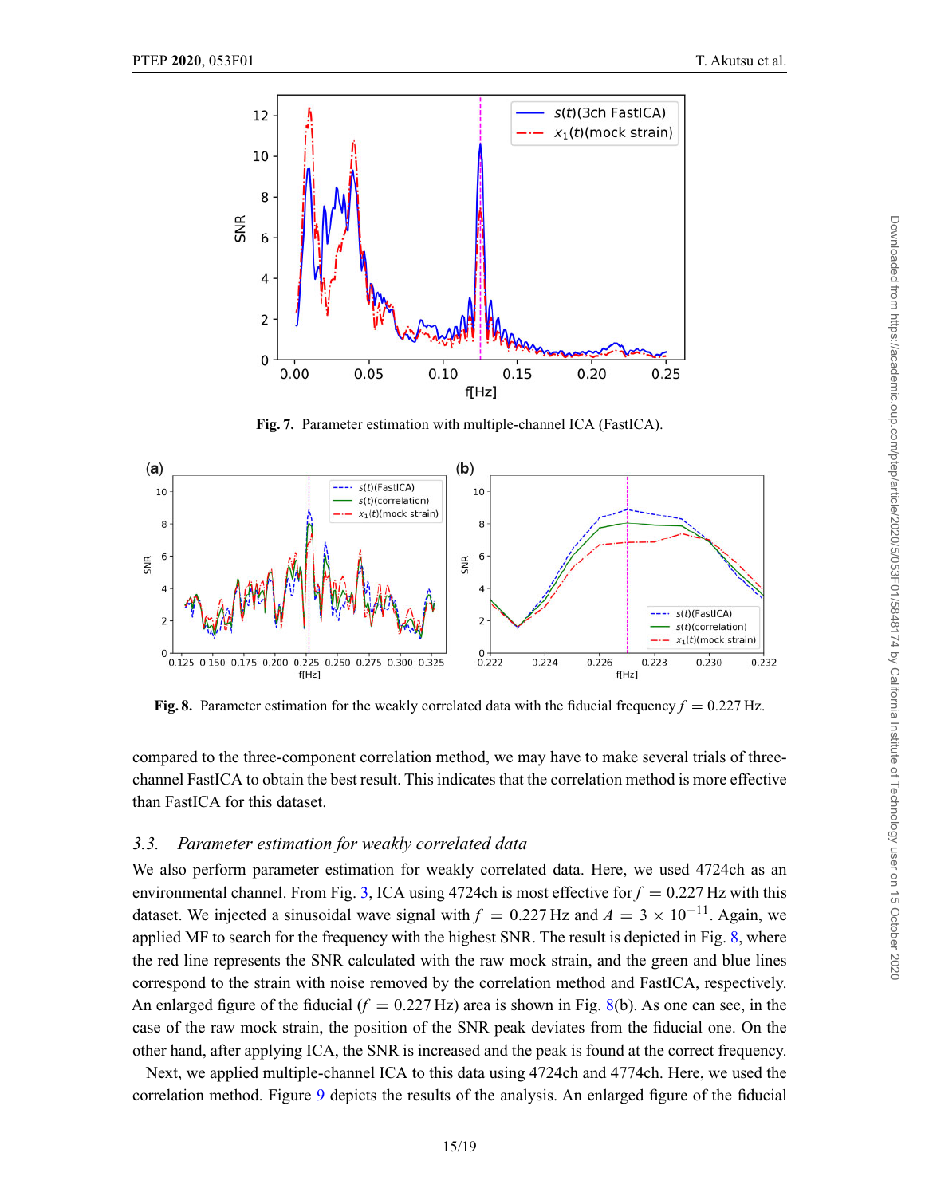Fig. 7. Parameter estimation with multiple-channel ICA (FastICA).

Fig. 8. Parameter estimation for the weakly correlated data with the fiducial frequency $f = 0.227$ Hz.

compared to the three-component correlation method, we may have to make several trials of three-channel FastICA to obtain the best result. This indicates that the correlation method is more effective than FastICA for this dataset.

### 3.3. *Parameter estimation for weakly correlated data*

We also perform parameter estimation for weakly correlated data. Here, we used 4724ch as an environmental channel. From Fig. 3, ICA using 4724ch is most effective for $f = 0.227$ Hz with this dataset. We injected a sinusoidal wave signal with $f = 0.227$ Hz and $A = 3 \times 10^{-11}$. Again, we applied MF to search for the frequency with the highest SNR. The result is depicted in Fig. 8, where the red line represents the SNR calculated with the raw mock strain, and the green and blue lines correspond to the strain with noise removed by the correlation method and FastICA, respectively. An enlarged figure of the fiducial ($f = 0.227$ Hz) area is shown in Fig. 8(b). As one can see, in the case of the raw mock strain, the position of the SNR peak deviates from the fiducial one. On the other hand, after applying ICA, the SNR is increased and the peak is found at the correct frequency.

Next, we applied multiple-channel ICA to this data using 4724ch and 4774ch. Here, we used the correlation method. Figure 9 depicts the results of the analysis. An enlarged figure of the fiducial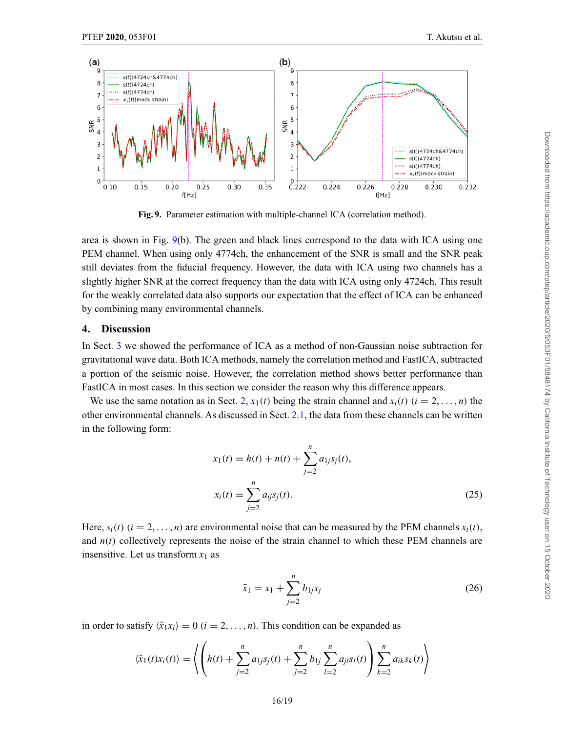**Fig. 9.** Parameter estimation with multiple-channel ICA (correlation method).

area is shown in Fig. 9(b). The green and black lines correspond to the data with ICA using one PEM channel. When using only 4774ch, the enhancement of the SNR is small and the SNR peak still deviates from the fiducial frequency. However, the data with ICA using two channels has a slightly higher SNR at the correct frequency than the data with ICA using only 4724ch. This result for the weakly correlated data also supports our expectation that the effect of ICA can be enhanced by combining many environmental channels.

## 4. Discussion

In Sect. 3 we showed the performance of ICA as a method of non-Gaussian noise subtraction for gravitational wave data. Both ICA methods, namely the correlation method and FastICA, subtracted a portion of the seismic noise. However, the correlation method shows better performance than FastICA in most cases. In this section we consider the reason why this difference appears.

We use the same notation as in Sect. 2, $x_1(t)$ being the strain channel and $x_i(t)$ $(i = 2, \ldots, n)$ the other environmental channels. As discussed in Sect. 2.1, the data from these channels can be written in the following form:

$$x_1(t) = h(t) + n(t) + \sum_{j=2}^{n} a_{1j} s_j(t),$$
$$x_i(t) = \sum_{j=2}^{n} a_{ij} s_j(t). \tag{25}$$

Here, $s_i(t)$ $(i = 2, \ldots, n)$ are environmental noise that can be measured by the PEM channels $x_i(t)$, and $n(t)$ collectively represents the noise of the strain channel to which these PEM channels are insensitive. Let us transform $x_1$ as

$$\tilde{x}_1 = x_1 + \sum_{j=2}^{n} b_{1j} x_j \tag{26}$$

in order to satisfy $\langle \tilde{x}_1 x_i \rangle = 0$ $(i = 2, \ldots, n)$. This condition can be expanded as

$$\langle \tilde{x}_1(t) x_i(t) \rangle = \left\langle \left( h(t) + \sum_{j=2}^{n} a_{1j} s_j(t) + \sum_{j=2}^{n} b_{1j} \sum_{l=2}^{n} a_{jl} s_l(t) \right) \sum_{k=2}^{n} a_{ik} s_k(t) \right\rangle$$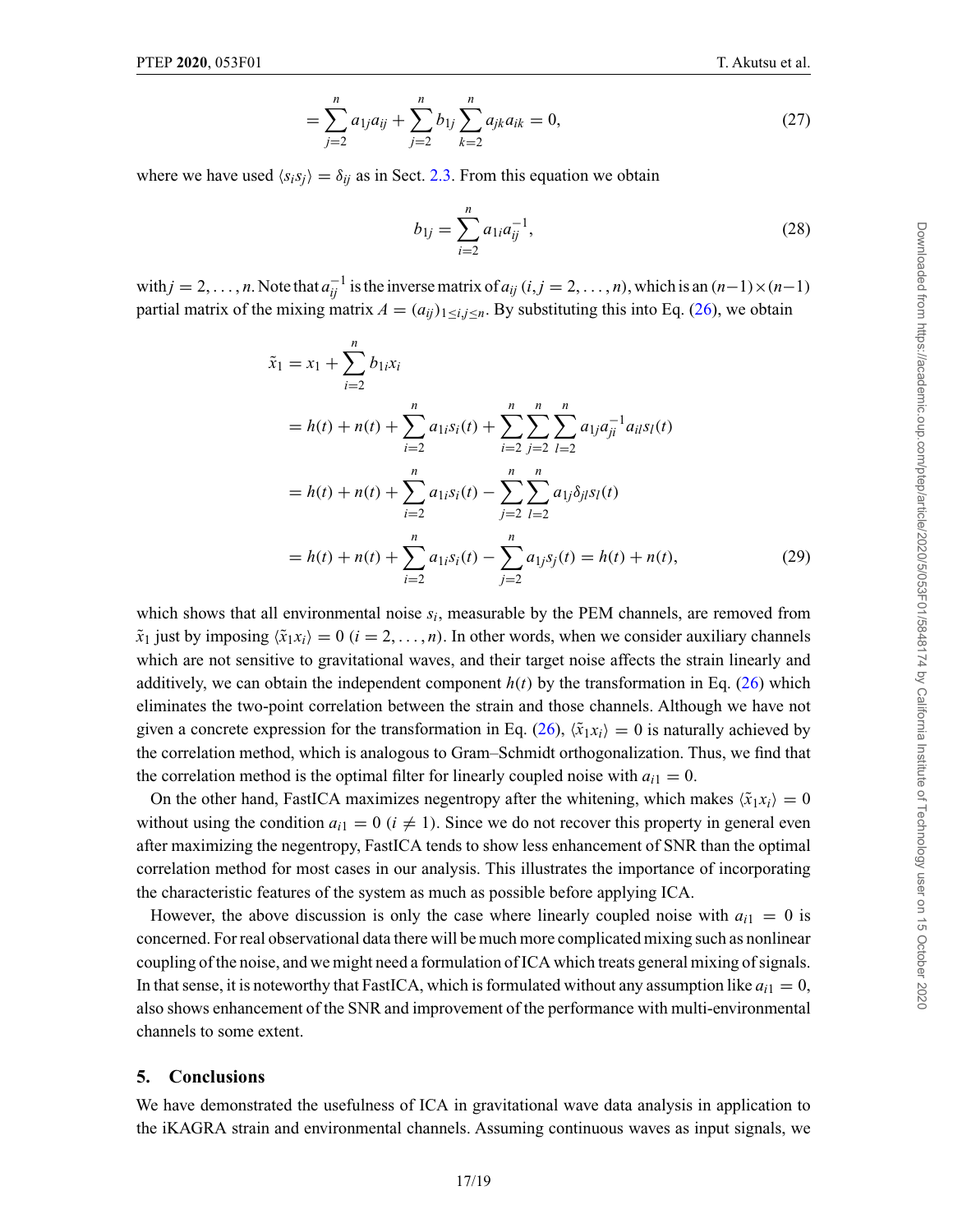$$= \sum_{j=2}^{n} a_{1j} a_{ij} + \sum_{j=2}^{n} b_{1j} \sum_{k=2}^{n} a_{jk} a_{ik} = 0, \tag{27}$$

where we have used $\langle s_i s_j \rangle = \delta_{ij}$ as in Sect. 2.3. From this equation we obtain

$$b_{1j} = \sum_{i=2}^{n} a_{1i} a_{ij}^{-1}, \tag{28}$$

with $j = 2, \ldots, n$. Note that $a_{ij}^{-1}$ is the inverse matrix of $a_{ij}$ $(i, j = 2, \ldots, n)$, which is an $(n-1) \times (n-1)$ partial matrix of the mixing matrix $A = (a_{ij})_{1 \leq i,j \leq n}$. By substituting this into Eq. (26), we obtain

$$\begin{aligned}
\tilde{x}_1 &= x_1 + \sum_{i=2}^{n} b_{1i} x_i \\
&= h(t) + n(t) + \sum_{i=2}^{n} a_{1i} s_i(t) + \sum_{i=2}^{n} \sum_{j=2}^{n} \sum_{l=2}^{n} a_{1j} a_{ji}^{-1} a_{il} s_l(t) \\
&= h(t) + n(t) + \sum_{i=2}^{n} a_{1i} s_i(t) - \sum_{j=2}^{n} \sum_{l=2}^{n} a_{1j} \delta_{jl} s_l(t) \\
&= h(t) + n(t) + \sum_{i=2}^{n} a_{1i} s_i(t) - \sum_{j=2}^{n} a_{1j} s_j(t) = h(t) + n(t),
\end{aligned} \tag{29}$$

which shows that all environmental noise $s_i$, measurable by the PEM channels, are removed from $\tilde{x}_1$ just by imposing $\langle \tilde{x}_1 x_i \rangle = 0$ $(i = 2, \ldots, n)$. In other words, when we consider auxiliary channels which are not sensitive to gravitational waves, and their target noise affects the strain linearly and additively, we can obtain the independent component $h(t)$ by the transformation in Eq. (26) which eliminates the two-point correlation between the strain and those channels. Although we have not given a concrete expression for the transformation in Eq. (26), $\langle \tilde{x}_1 x_i \rangle = 0$ is naturally achieved by the correlation method, which is analogous to Gram–Schmidt orthogonalization. Thus, we find that the correlation method is the optimal filter for linearly coupled noise with $a_{i1} = 0$.

On the other hand, FastICA maximizes negentropy after the whitening, which makes $\langle \tilde{x}_1 x_i \rangle = 0$ without using the condition $a_{i1} = 0$ $(i \neq 1)$. Since we do not recover this property in general even after maximizing the negentropy, FastICA tends to show less enhancement of SNR than the optimal correlation method for most cases in our analysis. This illustrates the importance of incorporating the characteristic features of the system as much as possible before applying ICA.

However, the above discussion is only the case where linearly coupled noise with $a_{i1} = 0$ is concerned. For real observational data there will be much more complicated mixing such as nonlinear coupling of the noise, and we might need a formulation of ICA which treats general mixing of signals. In that sense, it is noteworthy that FastICA, which is formulated without any assumption like $a_{i1} = 0$, also shows enhancement of the SNR and improvement of the performance with multi-environmental channels to some extent.

## 5. Conclusions

We have demonstrated the usefulness of ICA in gravitational wave data analysis in application to the iKAGRA strain and environmental channels. Assuming continuous waves as input signals, we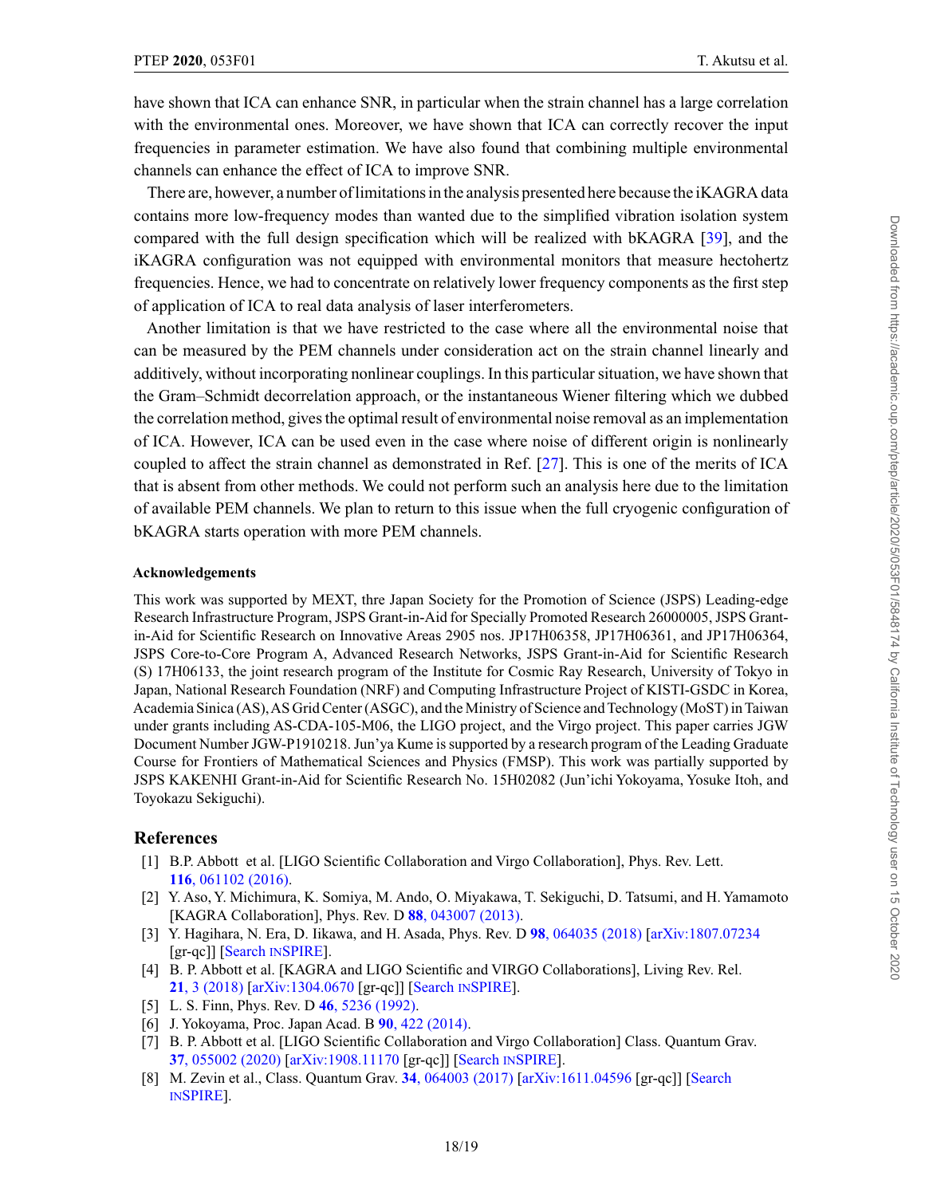have shown that ICA can enhance SNR, in particular when the strain channel has a large correlation with the environmental ones. Moreover, we have shown that ICA can correctly recover the input frequencies in parameter estimation. We have also found that combining multiple environmental channels can enhance the effect of ICA to improve SNR.

There are, however, a number of limitations in the analysis presented here because the iKAGRA data contains more low-frequency modes than wanted due to the simplified vibration isolation system compared with the full design specification which will be realized with bKAGRA [39], and the iKAGRA configuration was not equipped with environmental monitors that measure hectohertz frequencies. Hence, we had to concentrate on relatively lower frequency components as the first step of application of ICA to real data analysis of laser interferometers.

Another limitation is that we have restricted to the case where all the environmental noise that can be measured by the PEM channels under consideration act on the strain channel linearly and additively, without incorporating nonlinear couplings. In this particular situation, we have shown that the Gram–Schmidt decorrelation approach, or the instantaneous Wiener filtering which we dubbed the correlation method, gives the optimal result of environmental noise removal as an implementation of ICA. However, ICA can be used even in the case where noise of different origin is nonlinearly coupled to affect the strain channel as demonstrated in Ref. [27]. This is one of the merits of ICA that is absent from other methods. We could not perform such an analysis here due to the limitation of available PEM channels. We plan to return to this issue when the full cryogenic configuration of bKAGRA starts operation with more PEM channels.

### Acknowledgements

This work was supported by MEXT, thre Japan Society for the Promotion of Science (JSPS) Leading-edge Research Infrastructure Program, JSPS Grant-in-Aid for Specially Promoted Research 26000005, JSPS Grant-in-Aid for Scientific Research on Innovative Areas 2905 nos. JP17H06358, JP17H06361, and JP17H06364, JSPS Core-to-Core Program A, Advanced Research Networks, JSPS Grant-in-Aid for Scientific Research (S) 17H06133, the joint research program of the Institute for Cosmic Ray Research, University of Tokyo in Japan, National Research Foundation (NRF) and Computing Infrastructure Project of KISTI-GSDC in Korea, Academia Sinica (AS), AS Grid Center (ASGC), and the Ministry of Science and Technology (MoST) in Taiwan under grants including AS-CDA-105-M06, the LIGO project, and the Virgo project. This paper carries JGW Document Number JGW-P1910218. Jun'ya Kume is supported by a research program of the Leading Graduate Course for Frontiers of Mathematical Sciences and Physics (FMSP). This work was partially supported by JSPS KAKENHI Grant-in-Aid for Scientific Research No. 15H02082 (Jun'ichi Yokoyama, Yosuke Itoh, and Toyokazu Sekiguchi).

## References

[1] B.P. Abbott et al. [LIGO Scientific Collaboration and Virgo Collaboration], Phys. Rev. Lett. **116**, 061102 (2016).

[2] Y. Aso, Y. Michimura, K. Somiya, M. Ando, O. Miyakawa, T. Sekiguchi, D. Tatsumi, and H. Yamamoto [KAGRA Collaboration], Phys. Rev. D **88**, 043007 (2013).

[3] Y. Hagihara, N. Era, D. Iikawa, and H. Asada, Phys. Rev. D **98**, 064035 (2018) [arXiv:1807.07234 [gr-qc]] [Search INSPIRE].

[4] B. P. Abbott et al. [KAGRA and LIGO Scientific and VIRGO Collaborations], Living Rev. Rel. **21**, 3 (2018) [arXiv:1304.0670 [gr-qc]] [Search INSPIRE].

[5] L. S. Finn, Phys. Rev. D **46**, 5236 (1992).

[6] J. Yokoyama, Proc. Japan Acad. B **90**, 422 (2014).

[7] B. P. Abbott et al. [LIGO Scientific Collaboration and Virgo Collaboration] Class. Quantum Grav. **37**, 055002 (2020) [arXiv:1908.11170 [gr-qc]] [Search INSPIRE].

[8] M. Zevin et al., Class. Quantum Grav. **34**, 064003 (2017) [arXiv:1611.04596 [gr-qc]] [Search INSPIRE].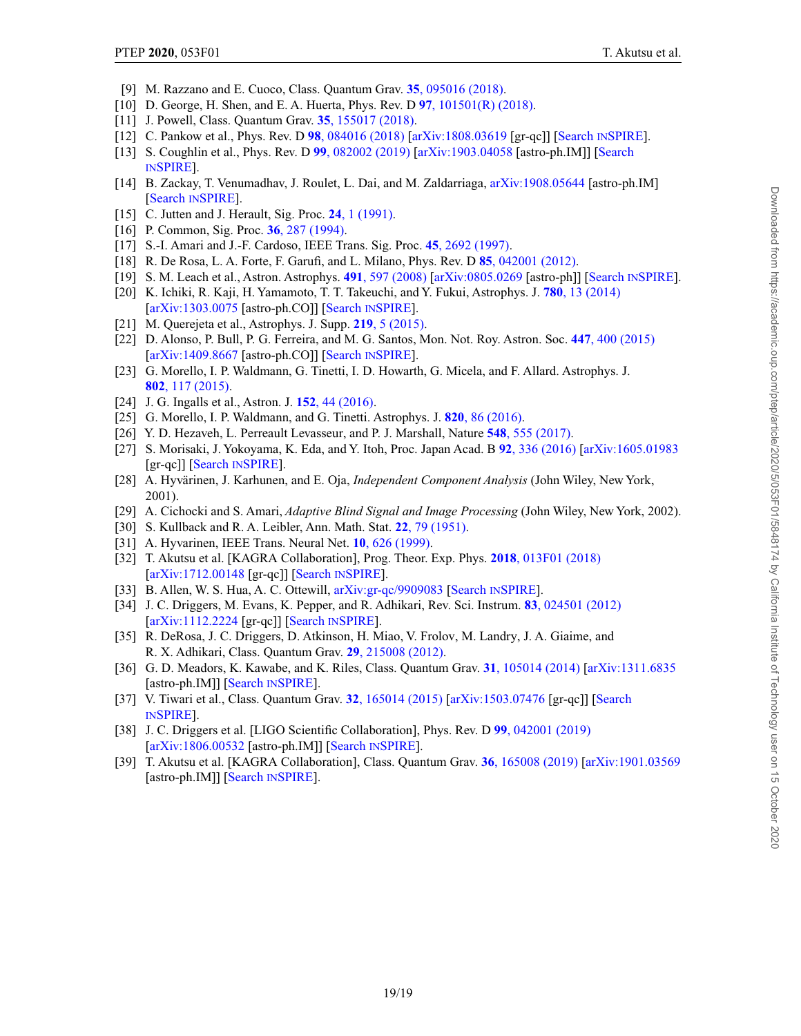[9] M. Razzano and E. Cuoco, Class. Quantum Grav. **35**, 095016 (2018).

[10] D. George, H. Shen, and E. A. Huerta, Phys. Rev. D **97**, 101501(R) (2018).

[11] J. Powell, Class. Quantum Grav. **35**, 155017 (2018).

[12] C. Pankow et al., Phys. Rev. D **98**, 084016 (2018) [arXiv:1808.03619 [gr-qc]] [Search INSPIRE].

[13] S. Coughlin et al., Phys. Rev. D **99**, 082002 (2019) [arXiv:1903.04058 [astro-ph.IM]] [Search INSPIRE].

[14] B. Zackay, T. Venumadhav, J. Roulet, L. Dai, and M. Zaldarriaga, arXiv:1908.05644 [astro-ph.IM] [Search INSPIRE].

[15] C. Jutten and J. Herault, Sig. Proc. **24**, 1 (1991).

[16] P. Common, Sig. Proc. **36**, 287 (1994).

[17] S.-I. Amari and J.-F. Cardoso, IEEE Trans. Sig. Proc. **45**, 2692 (1997).

[18] R. De Rosa, L. A. Forte, F. Garufi, and L. Milano, Phys. Rev. D **85**, 042001 (2012).

[19] S. M. Leach et al., Astron. Astrophys. **491**, 597 (2008) [arXiv:0805.0269 [astro-ph]] [Search INSPIRE].

[20] K. Ichiki, R. Kaji, H. Yamamoto, T. T. Takeuchi, and Y. Fukui, Astrophys. J. **780**, 13 (2014) [arXiv:1303.0075 [astro-ph.CO]] [Search INSPIRE].

[21] M. Querejeta et al., Astrophys. J. Supp. **219**, 5 (2015).

[22] D. Alonso, P. Bull, P. G. Ferreira, and M. G. Santos, Mon. Not. Roy. Astron. Soc. **447**, 400 (2015) [arXiv:1409.8667 [astro-ph.CO]] [Search INSPIRE].

[23] G. Morello, I. P. Waldmann, G. Tinetti, I. D. Howarth, G. Micela, and F. Allard. Astrophys. J. **802**, 117 (2015).

[24] J. G. Ingalls et al., Astron. J. **152**, 44 (2016).

[25] G. Morello, I. P. Waldmann, and G. Tinetti. Astrophys. J. **820**, 86 (2016).

[26] Y. D. Hezaveh, L. Perreault Levasseur, and P. J. Marshall, Nature **548**, 555 (2017).

[27] S. Morisaki, J. Yokoyama, K. Eda, and Y. Itoh, Proc. Japan Acad. B **92**, 336 (2016) [arXiv:1605.01983 [gr-qc]] [Search INSPIRE].

[28] A. Hyvärinen, J. Karhunen, and E. Oja, *Independent Component Analysis* (John Wiley, New York, 2001).

[29] A. Cichocki and S. Amari, *Adaptive Blind Signal and Image Processing* (John Wiley, New York, 2002).

[30] S. Kullback and R. A. Leibler, Ann. Math. Stat. **22**, 79 (1951).

[31] A. Hyvarinen, IEEE Trans. Neural Net. **10**, 626 (1999).

[32] T. Akutsu et al. [KAGRA Collaboration], Prog. Theor. Exp. Phys. **2018**, 013F01 (2018) [arXiv:1712.00148 [gr-qc]] [Search INSPIRE].

[33] B. Allen, W. S. Hua, A. C. Ottewill, arXiv:gr-qc/9909083 [Search INSPIRE].

[34] J. C. Driggers, M. Evans, K. Pepper, and R. Adhikari, Rev. Sci. Instrum. **83**, 024501 (2012) [arXiv:1112.2224 [gr-qc]] [Search INSPIRE].

[35] R. DeRosa, J. C. Driggers, D. Atkinson, H. Miao, V. Frolov, M. Landry, J. A. Giaime, and R. X. Adhikari, Class. Quantum Grav. **29**, 215008 (2012).

[36] G. D. Meadors, K. Kawabe, and K. Riles, Class. Quantum Grav. **31**, 105014 (2014) [arXiv:1311.6835 [astro-ph.IM]] [Search INSPIRE].

[37] V. Tiwari et al., Class. Quantum Grav. **32**, 165014 (2015) [arXiv:1503.07476 [gr-qc]] [Search INSPIRE].

[38] J. C. Driggers et al. [LIGO Scientific Collaboration], Phys. Rev. D **99**, 042001 (2019) [arXiv:1806.00532 [astro-ph.IM]] [Search INSPIRE].

[39] T. Akutsu et al. [KAGRA Collaboration], Class. Quantum Grav. **36**, 165008 (2019) [arXiv:1901.03569 [astro-ph.IM]] [Search INSPIRE].